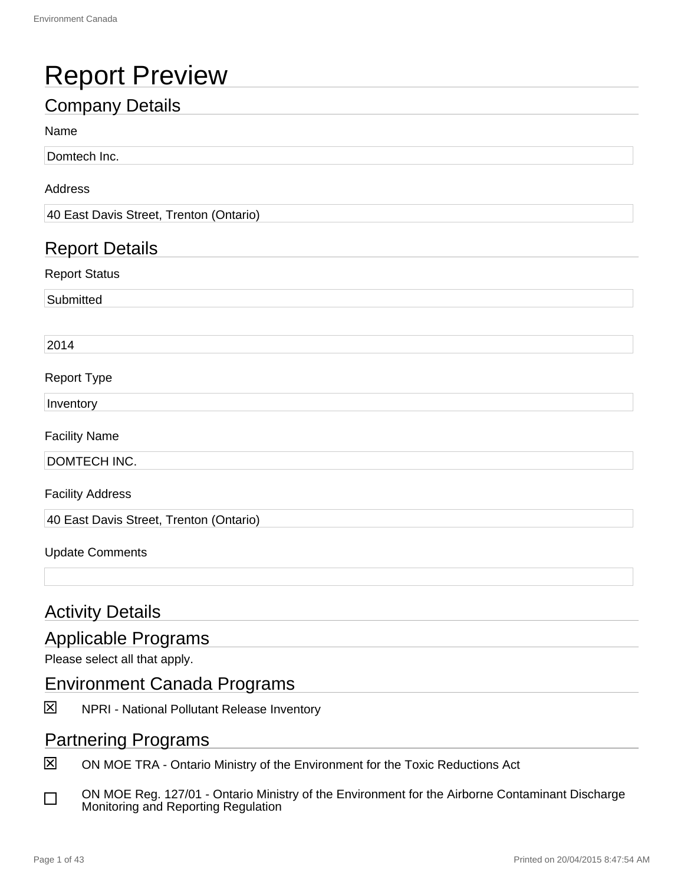# Report Preview

## Company Details

Name

Domtech Inc.

Address

40 East Davis Street, Trenton (Ontario)

## Report Details

Report Status

Submitted

2014

Report Type

Inventory

Facility Name

DOMTECH INC.

Facility Address

40 East Davis Street, Trenton (Ontario)

Update Comments

## Activity Details

## Applicable Programs

Please select all that apply.

## Environment Canada Programs

☒ NPRI - National Pollutant Release Inventory

## Partnering Programs

☒ ON MOE TRA - Ontario Ministry of the Environment for the Toxic Reductions Act

☐ ON MOE Reg. 127/01 - Ontario Ministry of the Environment for the Airborne Contaminant Discharge Monitoring and Reporting Regulation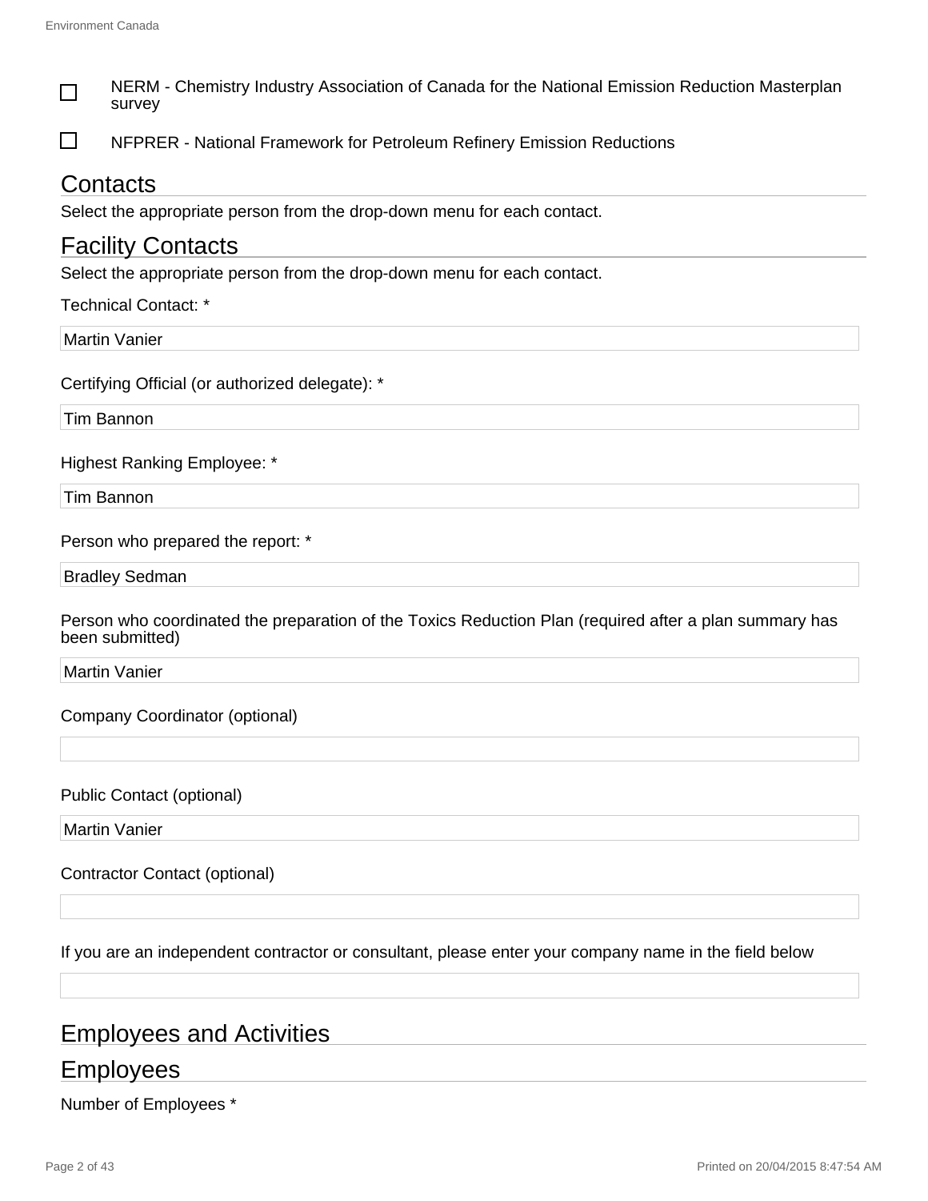- [ ] NERM - Chemistry Industry Association of Canada for the National Emission Reduction Masterplan survey
- [ ] NFPRER - National Framework for Petroleum Refinery Emission Reductions

## Contacts

Select the appropriate person from the drop-down menu for each contact.

## Facility Contacts

Select the appropriate person from the drop-down menu for each contact.

Technical Contact: *

Martin Vanier

Certifying Official (or authorized delegate): *

Tim Bannon

Highest Ranking Employee: *

Tim Bannon

Person who prepared the report: *

Bradley Sedman

Person who coordinated the preparation of the Toxics Reduction Plan (required after a plan summary has been submitted)

Martin Vanier

Company Coordinator (optional)

Public Contact (optional)

Martin Vanier

Contractor Contact (optional)

If you are an independent contractor or consultant, please enter your company name in the field below

## Employees and Activities

## Employees

Number of Employees *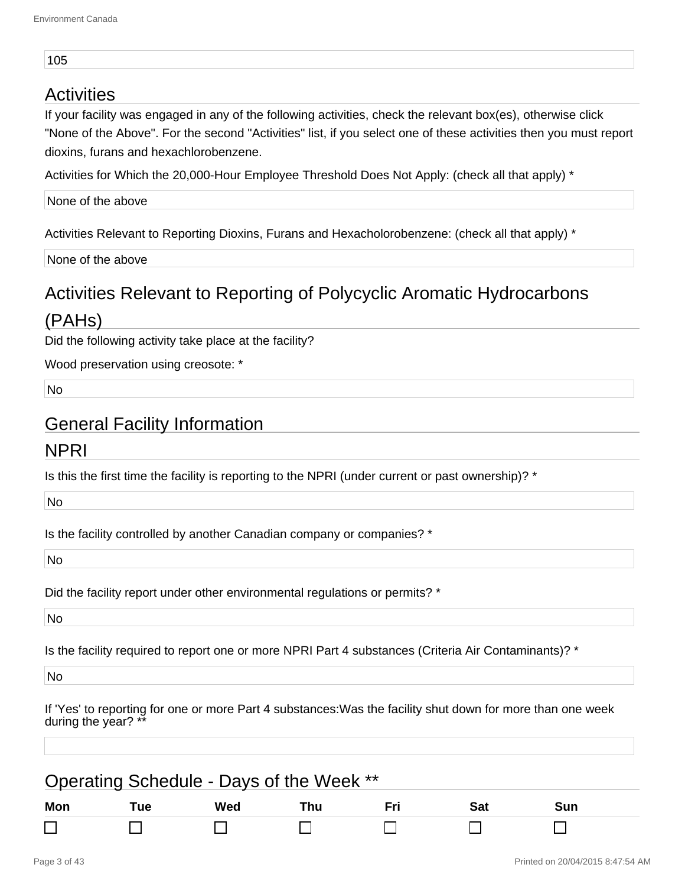105

## Activities

If your facility was engaged in any of the following activities, check the relevant box(es), otherwise click "None of the Above". For the second "Activities" list, if you select one of these activities then you must report dioxins, furans and hexachlorobenzene.

Activities for Which the 20,000-Hour Employee Threshold Does Not Apply: (check all that apply) *

None of the above

Activities Relevant to Reporting Dioxins, Furans and Hexacholorobenzene: (check all that apply) *

None of the above

## Activities Relevant to Reporting of Polycyclic Aromatic Hydrocarbons (PAHs)

Did the following activity take place at the facility?

Wood preservation using creosote: *

No

## General Facility Information

## NPRI

Is this the first time the facility is reporting to the NPRI (under current or past ownership)? *

No

Is the facility controlled by another Canadian company or companies? *

No

Did the facility report under other environmental regulations or permits? *

No

Is the facility required to report one or more NPRI Part 4 substances (Criteria Air Contaminants)? *

No

If 'Yes' to reporting for one or more Part 4 substances:Was the facility shut down for more than one week during the year? **

## Operating Schedule - Days of the Week **

| Mon | Tue | Wed | Thu | Fri | Sat | Sun |
|---|---|---|---|---|---|---|
| ☐ | ☐ | ☐ | ☐ | ☐ | ☐ | ☐ |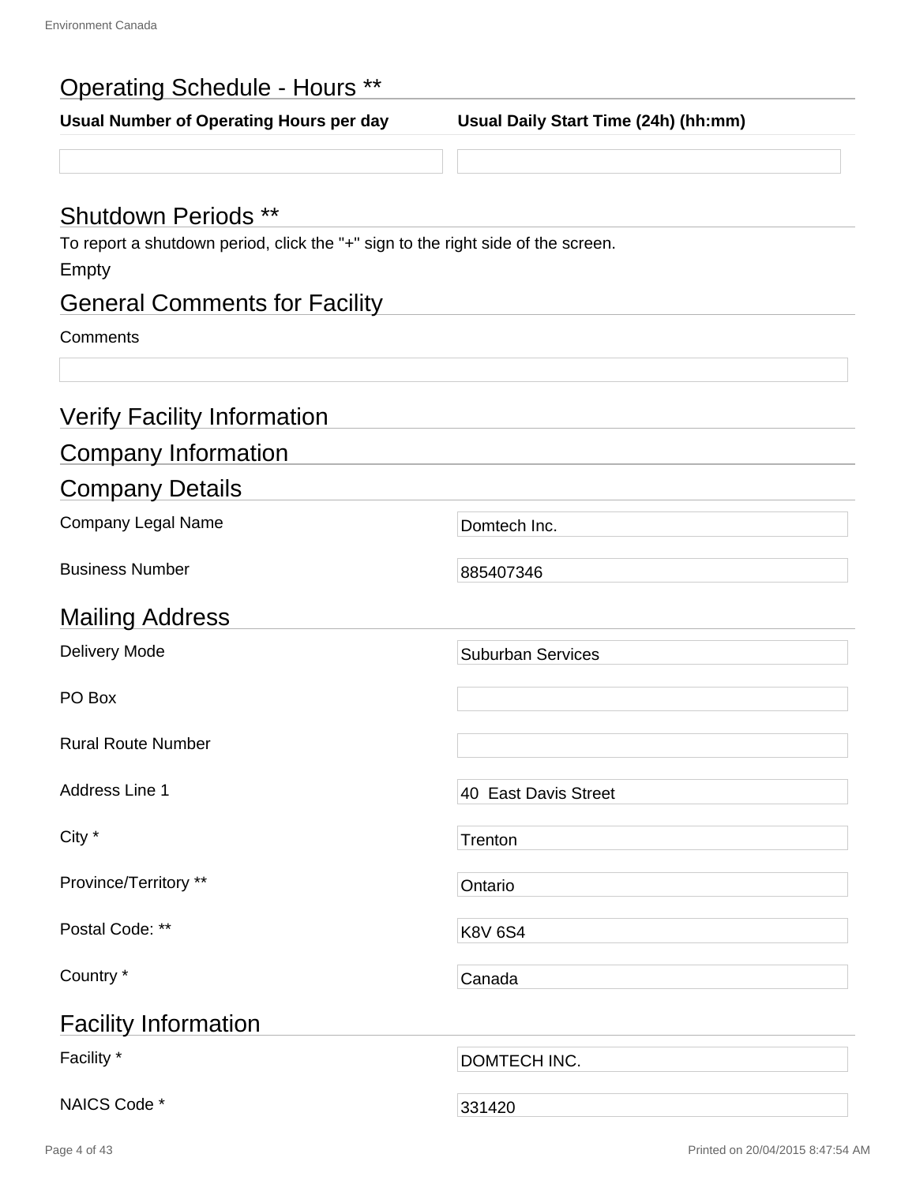## Operating Schedule - Hours **

| Usual Number of Operating Hours per day | Usual Daily Start Time (24h) (hh:mm) |
|---|---|
| | |

## Shutdown Periods **

To report a shutdown period, click the "+" sign to the right side of the screen.

Empty

## General Comments for Facility

Comments

## Verify Facility Information

## Company Information

## Company Details

| | |
|---|---|
| Company Legal Name | Domtech Inc. |
| Business Number | 885407346 |

## Mailing Address

| | |
|---|---|
| Delivery Mode | Suburban Services |
| PO Box | |
| Rural Route Number | |
| Address Line 1 | 40 East Davis Street |
| City * | Trenton |
| Province/Territory ** | Ontario |
| Postal Code: ** | K8V 6S4 |
| Country * | Canada |

## Facility Information

| | |
|---|---|
| Facility * | DOMTECH INC. |
| NAICS Code * | 331420 |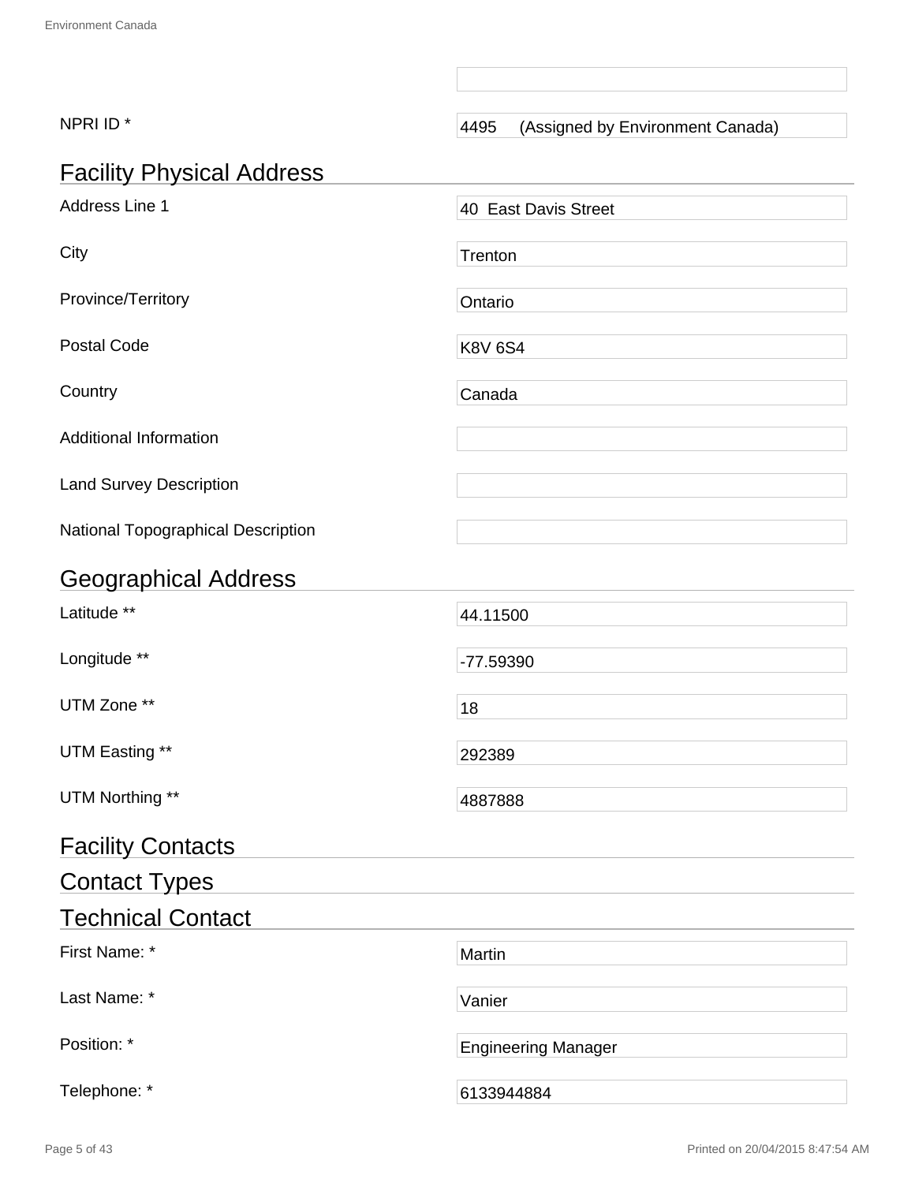| | |
|---|---|
| | |
| NPRI ID * | 4495 (Assigned by Environment Canada) |

## Facility Physical Address

| | |
|---|---|
| Address Line 1 | 40 East Davis Street |
| City | Trenton |
| Province/Territory | Ontario |
| Postal Code | K8V 6S4 |
| Country | Canada |
| Additional Information | |
| Land Survey Description | |
| National Topographical Description | |

## Geographical Address

| | |
|---|---|
| Latitude ** | 44.11500 |
| Longitude ** | -77.59390 |
| UTM Zone ** | 18 |
| UTM Easting ** | 292389 |
| UTM Northing ** | 4887888 |

## Facility Contacts

## Contact Types

## Technical Contact

| | |
|---|---|
| First Name: * | Martin |
| Last Name: * | Vanier |
| Position: * | Engineering Manager |
| Telephone: * | 6133944884 |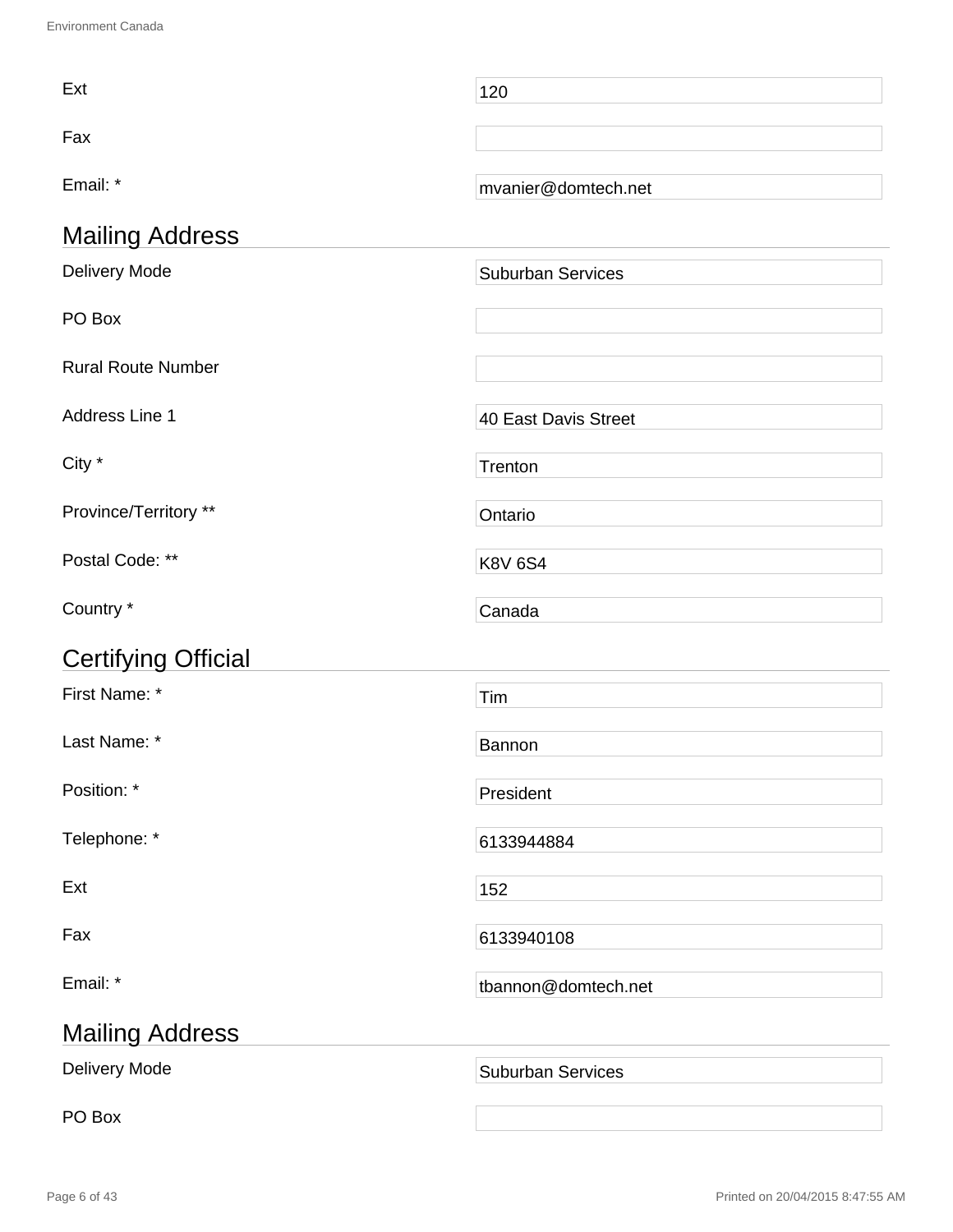| | |
|---|---|
| Ext | 120 |
| Fax | |
| Email: * | mvanier@domtech.net |

## Mailing Address

| | |
|---|---|
| Delivery Mode | Suburban Services |
| PO Box | |
| Rural Route Number | |
| Address Line 1 | 40 East Davis Street |
| City * | Trenton |
| Province/Territory ** | Ontario |
| Postal Code: ** | K8V 6S4 |
| Country * | Canada |

## Certifying Official

| | |
|---|---|
| First Name: * | Tim |
| Last Name: * | Bannon |
| Position: * | President |
| Telephone: * | 6133944884 |
| Ext | 152 |
| Fax | 6133940108 |
| Email: * | tbannon@domtech.net |

## Mailing Address

| | |
|---|---|
| Delivery Mode | Suburban Services |
| PO Box | |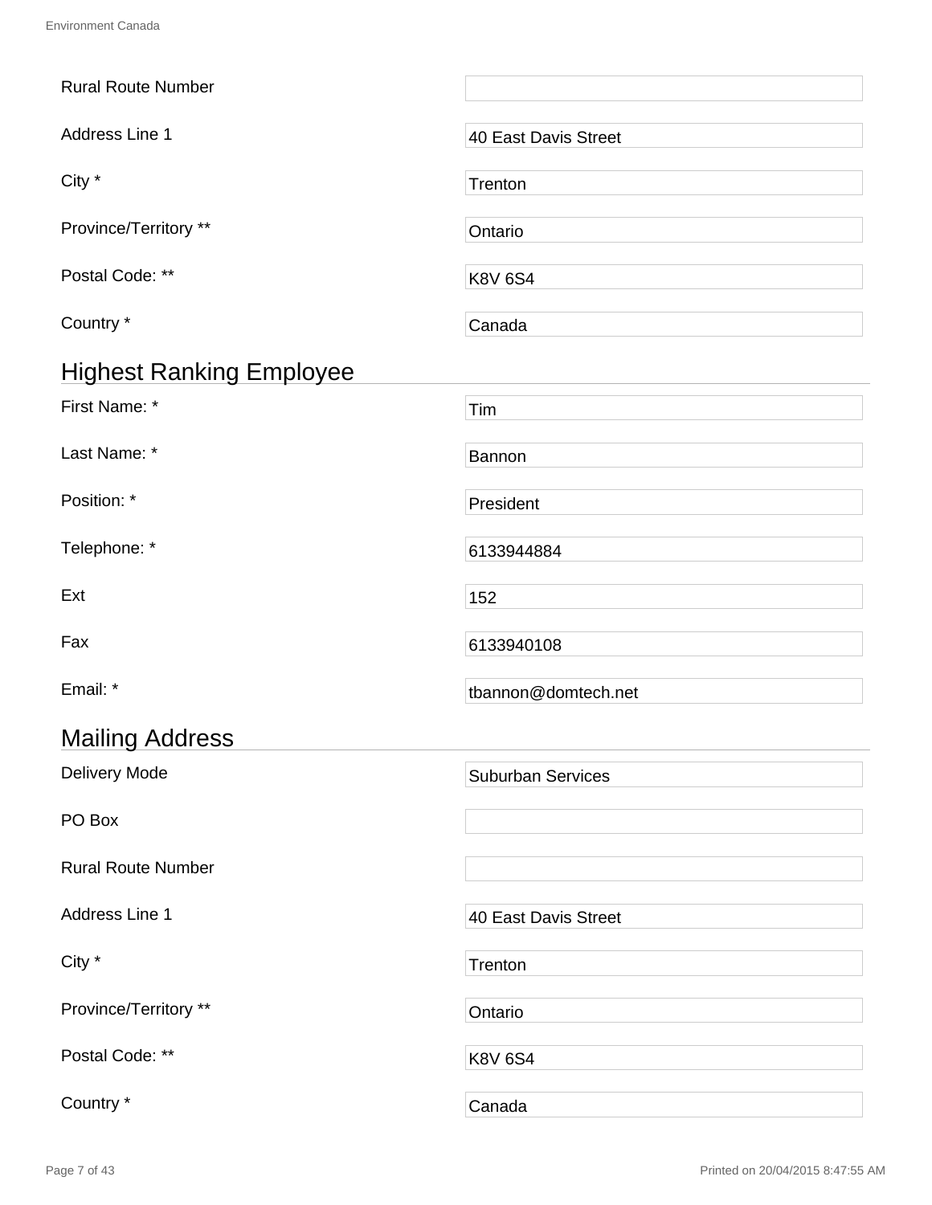| | |
|---|---|
| Rural Route Number | |
| Address Line 1 | 40 East Davis Street |
| City * | Trenton |
| Province/Territory ** | Ontario |
| Postal Code: ** | K8V 6S4 |
| Country * | Canada |

## Highest Ranking Employee

| | |
|---|---|
| First Name: * | Tim |
| Last Name: * | Bannon |
| Position: * | President |
| Telephone: * | 6133944884 |
| Ext | 152 |
| Fax | 6133940108 |
| Email: * | tbannon@domtech.net |

## Mailing Address

| | |
|---|---|
| Delivery Mode | Suburban Services |
| PO Box | |
| Rural Route Number | |
| Address Line 1 | 40 East Davis Street |
| City * | Trenton |
| Province/Territory ** | Ontario |
| Postal Code: ** | K8V 6S4 |
| Country * | Canada |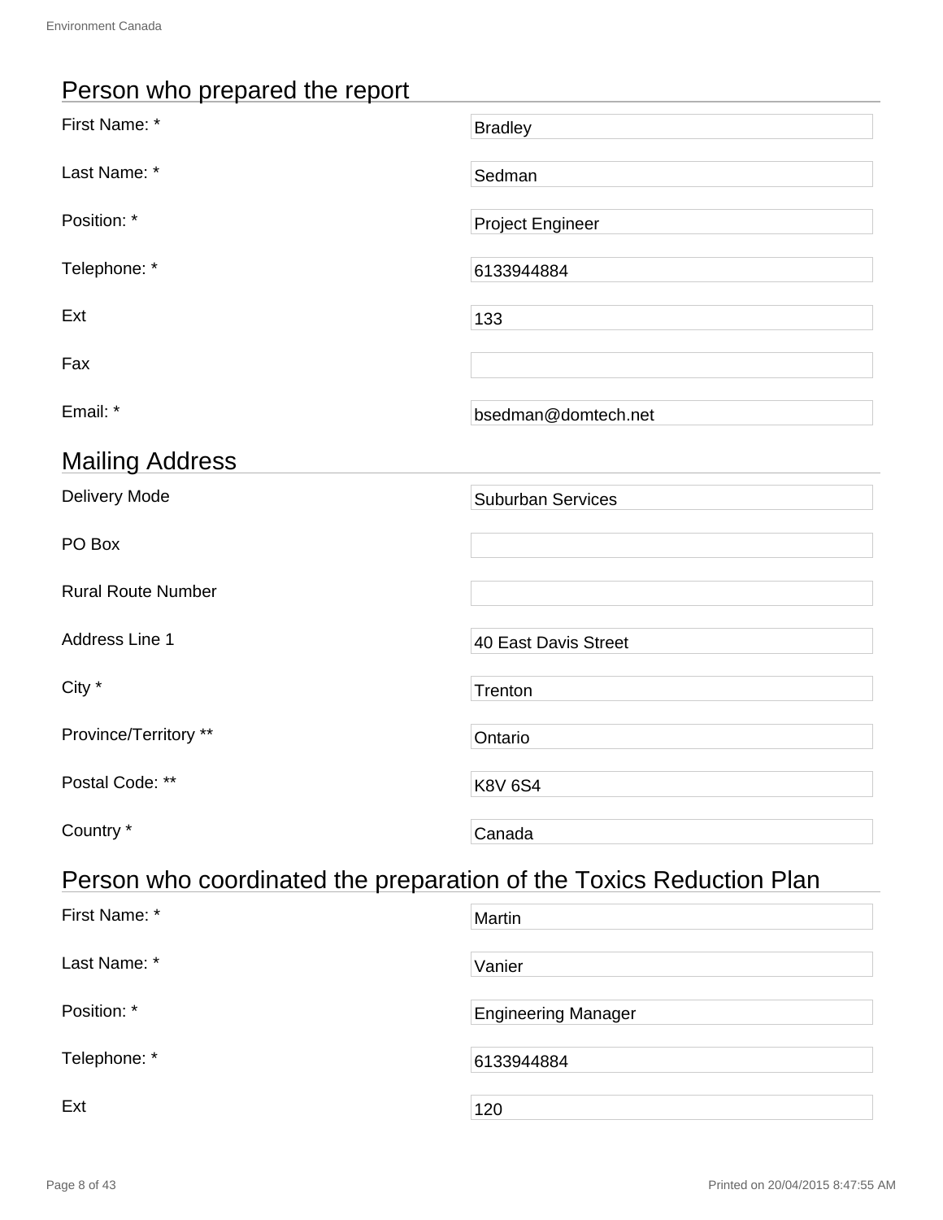## Person who prepared the report

| | |
|---|---|
| First Name: * | Bradley |
| Last Name: * | Sedman |
| Position: * | Project Engineer |
| Telephone: * | 6133944884 |
| Ext | 133 |
| Fax | |
| Email: * | bsedman@domtech.net |

## Mailing Address

| | |
|---|---|
| Delivery Mode | Suburban Services |
| PO Box | |
| Rural Route Number | |
| Address Line 1 | 40 East Davis Street |
| City * | Trenton |
| Province/Territory ** | Ontario |
| Postal Code: ** | K8V 6S4 |
| Country * | Canada |

## Person who coordinated the preparation of the Toxics Reduction Plan

| | |
|---|---|
| First Name: * | Martin |
| Last Name: * | Vanier |
| Position: * | Engineering Manager |
| Telephone: * | 6133944884 |
| Ext | 120 |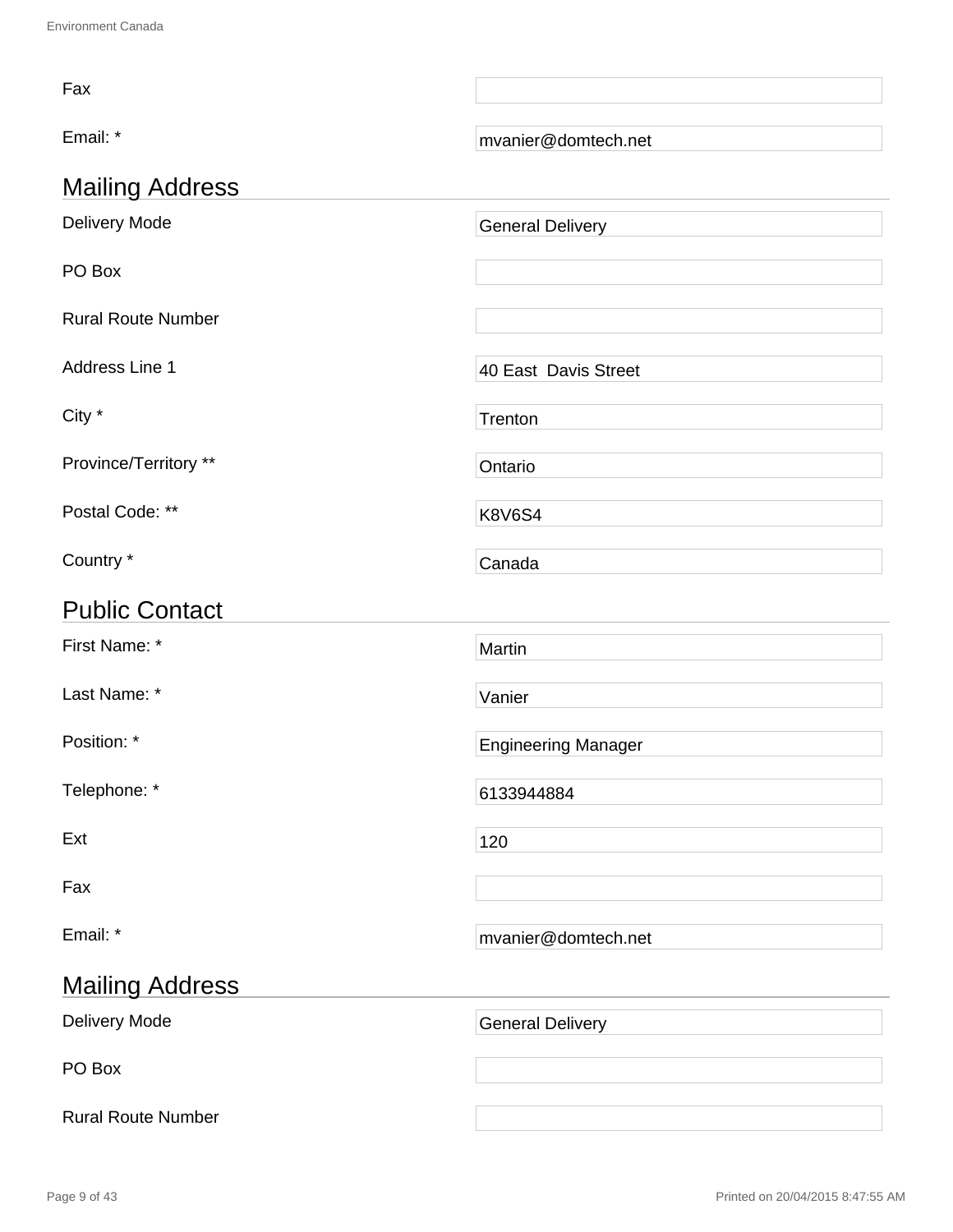| Field | Value |
| --- | --- |
| Fax | |
| Email: * | mvanier@domtech.net |

## Mailing Address

| Field | Value |
| --- | --- |
| Delivery Mode | General Delivery |
| PO Box | |
| Rural Route Number | |
| Address Line 1 | 40 East  Davis Street |
| City * | Trenton |
| Province/Territory ** | Ontario |
| Postal Code: ** | K8V6S4 |
| Country * | Canada |

## Public Contact

| Field | Value |
| --- | --- |
| First Name: * | Martin |
| Last Name: * | Vanier |
| Position: * | Engineering Manager |
| Telephone: * | 6133944884 |
| Ext | 120 |
| Fax | |
| Email: * | mvanier@domtech.net |

## Mailing Address

| Field | Value |
| --- | --- |
| Delivery Mode | General Delivery |
| PO Box | |
| Rural Route Number | |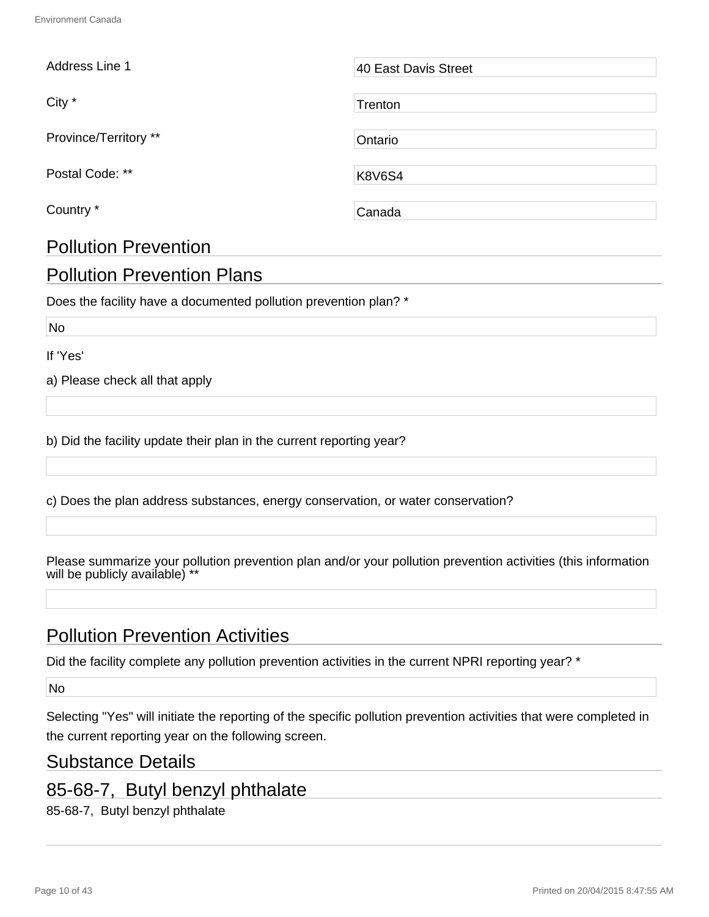| | |
|---|---|
| Address Line 1 | 40 East Davis Street |
| City * | Trenton |
| Province/Territory ** | Ontario |
| Postal Code: ** | K8V6S4 |
| Country * | Canada |

## Pollution Prevention

## Pollution Prevention Plans

Does the facility have a documented pollution prevention plan? *

No

If 'Yes'

a) Please check all that apply

b) Did the facility update their plan in the current reporting year?

c) Does the plan address substances, energy conservation, or water conservation?

Please summarize your pollution prevention plan and/or your pollution prevention activities (this information will be publicly available) **

## Pollution Prevention Activities

Did the facility complete any pollution prevention activities in the current NPRI reporting year? *

No

Selecting "Yes" will initiate the reporting of the specific pollution prevention activities that were completed in the current reporting year on the following screen.

## Substance Details

## 85-68-7, Butyl benzyl phthalate

85-68-7, Butyl benzyl phthalate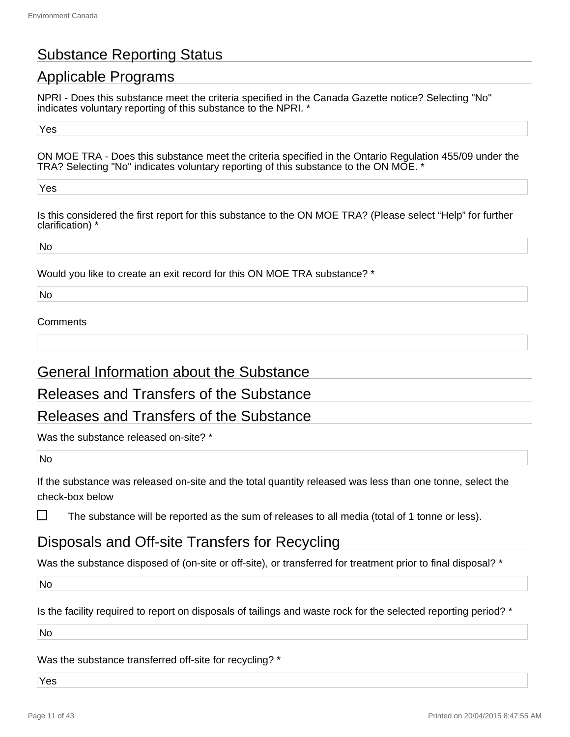## Substance Reporting Status

## Applicable Programs

NPRI - Does this substance meet the criteria specified in the Canada Gazette notice? Selecting "No" indicates voluntary reporting of this substance to the NPRI. *

Yes

ON MOE TRA - Does this substance meet the criteria specified in the Ontario Regulation 455/09 under the TRA? Selecting "No" indicates voluntary reporting of this substance to the ON MOE. *

Yes

Is this considered the first report for this substance to the ON MOE TRA? (Please select “Help” for further clarification) *

No

Would you like to create an exit record for this ON MOE TRA substance? *

No

Comments

## General Information about the Substance

## Releases and Transfers of the Substance

## Releases and Transfers of the Substance

Was the substance released on-site? *

No

If the substance was released on-site and the total quantity released was less than one tonne, select the check-box below

☐ The substance will be reported as the sum of releases to all media (total of 1 tonne or less).

## Disposals and Off-site Transfers for Recycling

Was the substance disposed of (on-site or off-site), or transferred for treatment prior to final disposal? *

No

Is the facility required to report on disposals of tailings and waste rock for the selected reporting period? *

No

Was the substance transferred off-site for recycling? *

Yes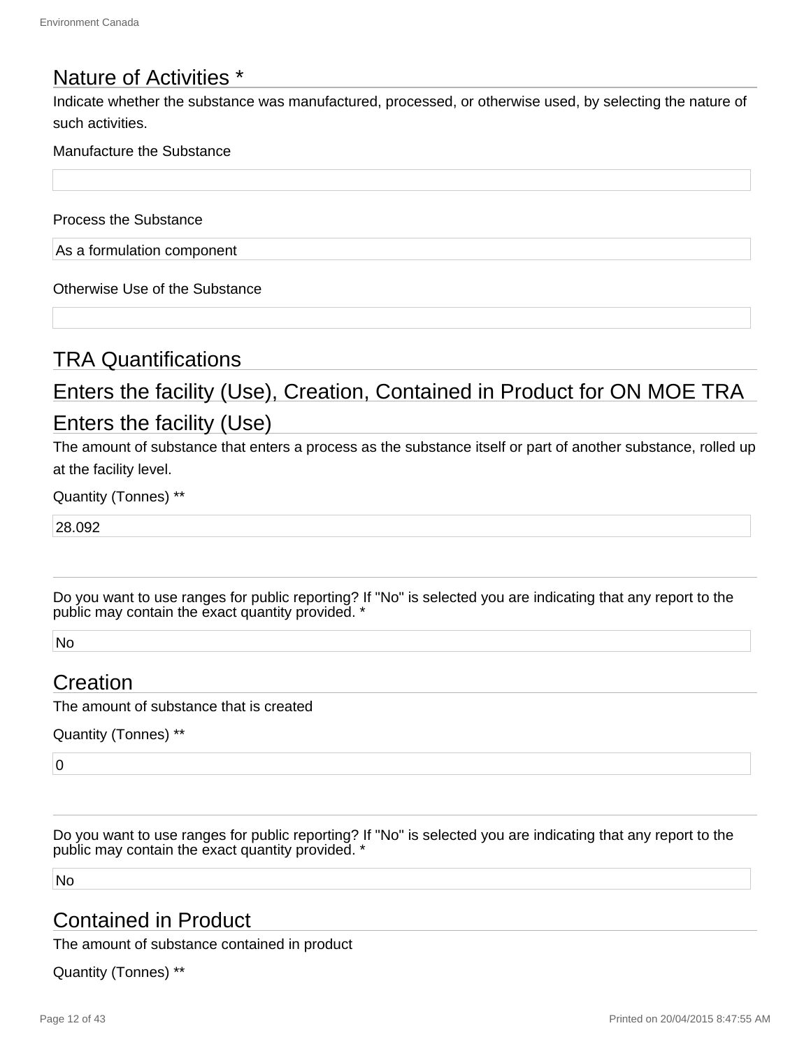## Nature of Activities *

Indicate whether the substance was manufactured, processed, or otherwise used, by selecting the nature of such activities.

Manufacture the Substance

Process the Substance

As a formulation component

Otherwise Use of the Substance

## TRA Quantifications

## Enters the facility (Use), Creation, Contained in Product for ON MOE TRA

## Enters the facility (Use)

The amount of substance that enters a process as the substance itself or part of another substance, rolled up at the facility level.

Quantity (Tonnes) **

28.092

---

Do you want to use ranges for public reporting? If "No" is selected you are indicating that any report to the public may contain the exact quantity provided. *

No

## Creation

The amount of substance that is created

Quantity (Tonnes) **

0

---

Do you want to use ranges for public reporting? If "No" is selected you are indicating that any report to the public may contain the exact quantity provided. *

No

## Contained in Product

The amount of substance contained in product

Quantity (Tonnes) **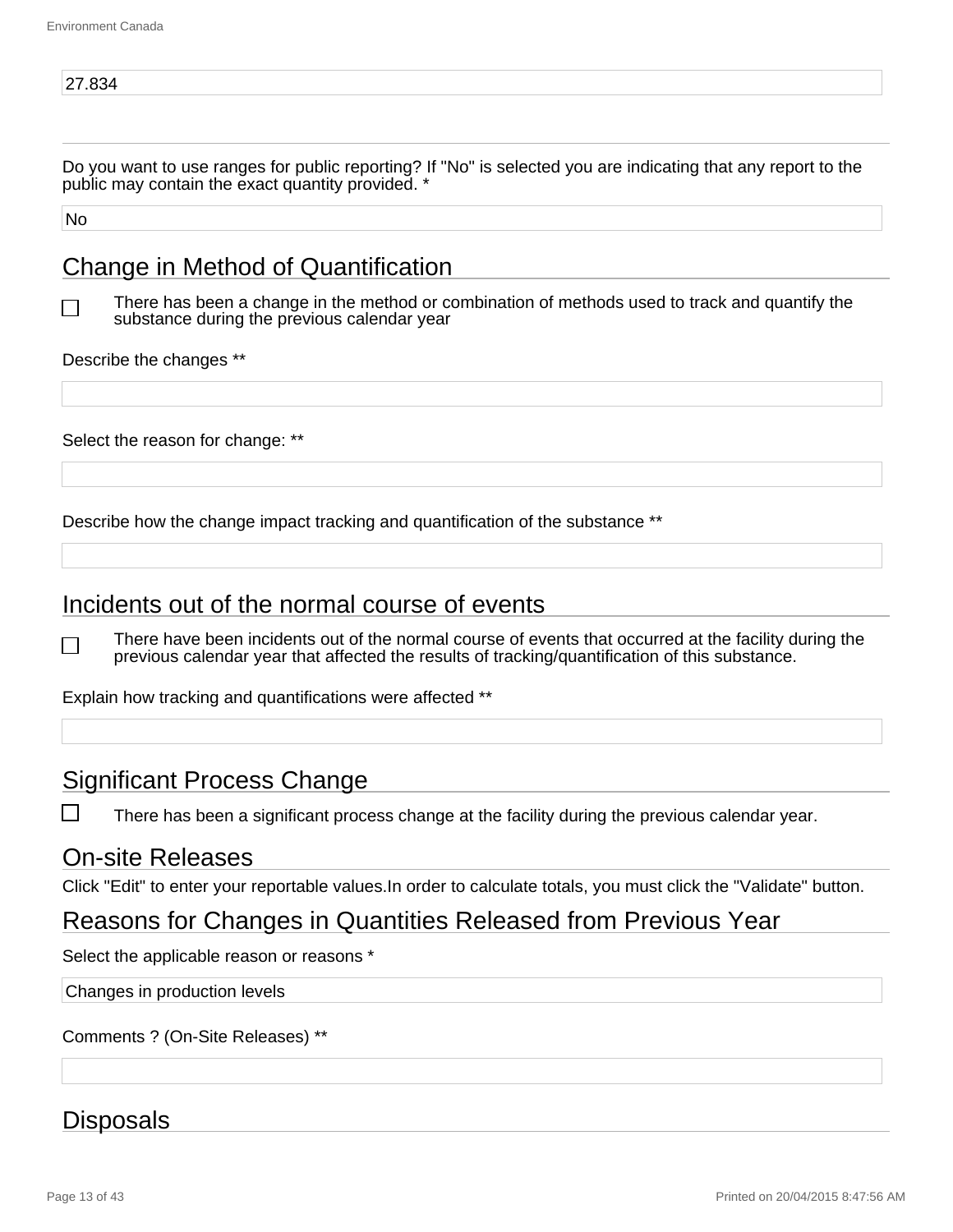27.834

Do you want to use ranges for public reporting? If "No" is selected you are indicating that any report to the public may contain the exact quantity provided. *

No

## Change in Method of Quantification

☐ There has been a change in the method or combination of methods used to track and quantify the substance during the previous calendar year

Describe the changes **

Select the reason for change: **

Describe how the change impact tracking and quantification of the substance **

## Incidents out of the normal course of events

☐ There have been incidents out of the normal course of events that occurred at the facility during the previous calendar year that affected the results of tracking/quantification of this substance.

Explain how tracking and quantifications were affected **

## Significant Process Change

☐ There has been a significant process change at the facility during the previous calendar year.

## On-site Releases

Click "Edit" to enter your reportable values.In order to calculate totals, you must click the "Validate" button.

## Reasons for Changes in Quantities Released from Previous Year

Select the applicable reason or reasons *

Changes in production levels

Comments ? (On-Site Releases) **

## Disposals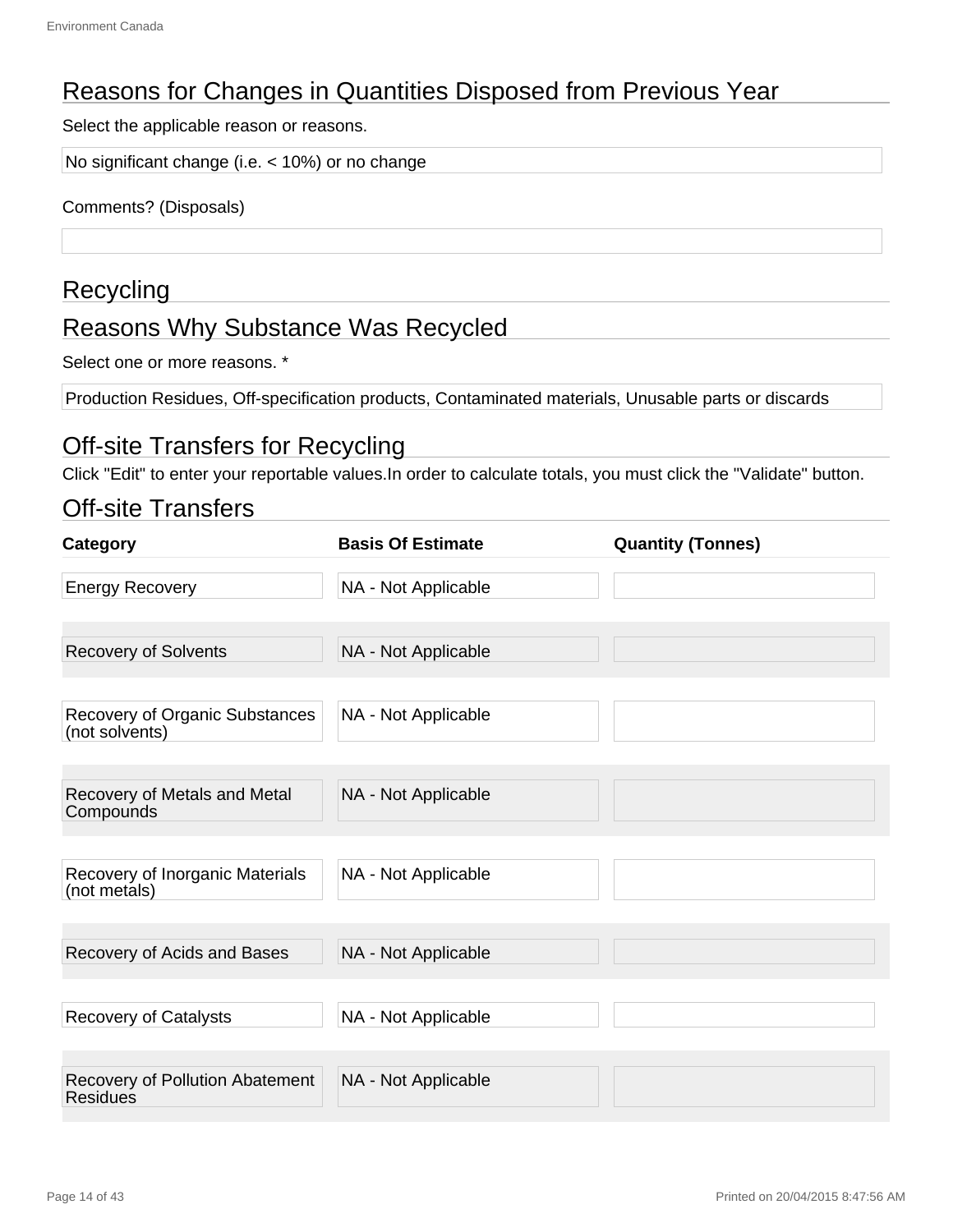## Reasons for Changes in Quantities Disposed from Previous Year

Select the applicable reason or reasons.

No significant change (i.e. < 10%) or no change

Comments? (Disposals)

## Recycling

## Reasons Why Substance Was Recycled

Select one or more reasons. *

Production Residues, Off-specification products, Contaminated materials, Unusable parts or discards

## Off-site Transfers for Recycling

Click "Edit" to enter your reportable values.In order to calculate totals, you must click the "Validate" button.

## Off-site Transfers

| Category | Basis Of Estimate | Quantity (Tonnes) |
| --- | --- | --- |
| Energy Recovery | NA - Not Applicable | |
| Recovery of Solvents | NA - Not Applicable | |
| Recovery of Organic Substances (not solvents) | NA - Not Applicable | |
| Recovery of Metals and Metal Compounds | NA - Not Applicable | |
| Recovery of Inorganic Materials (not metals) | NA - Not Applicable | |
| Recovery of Acids and Bases | NA - Not Applicable | |
| Recovery of Catalysts | NA - Not Applicable | |
| Recovery of Pollution Abatement Residues | NA - Not Applicable | |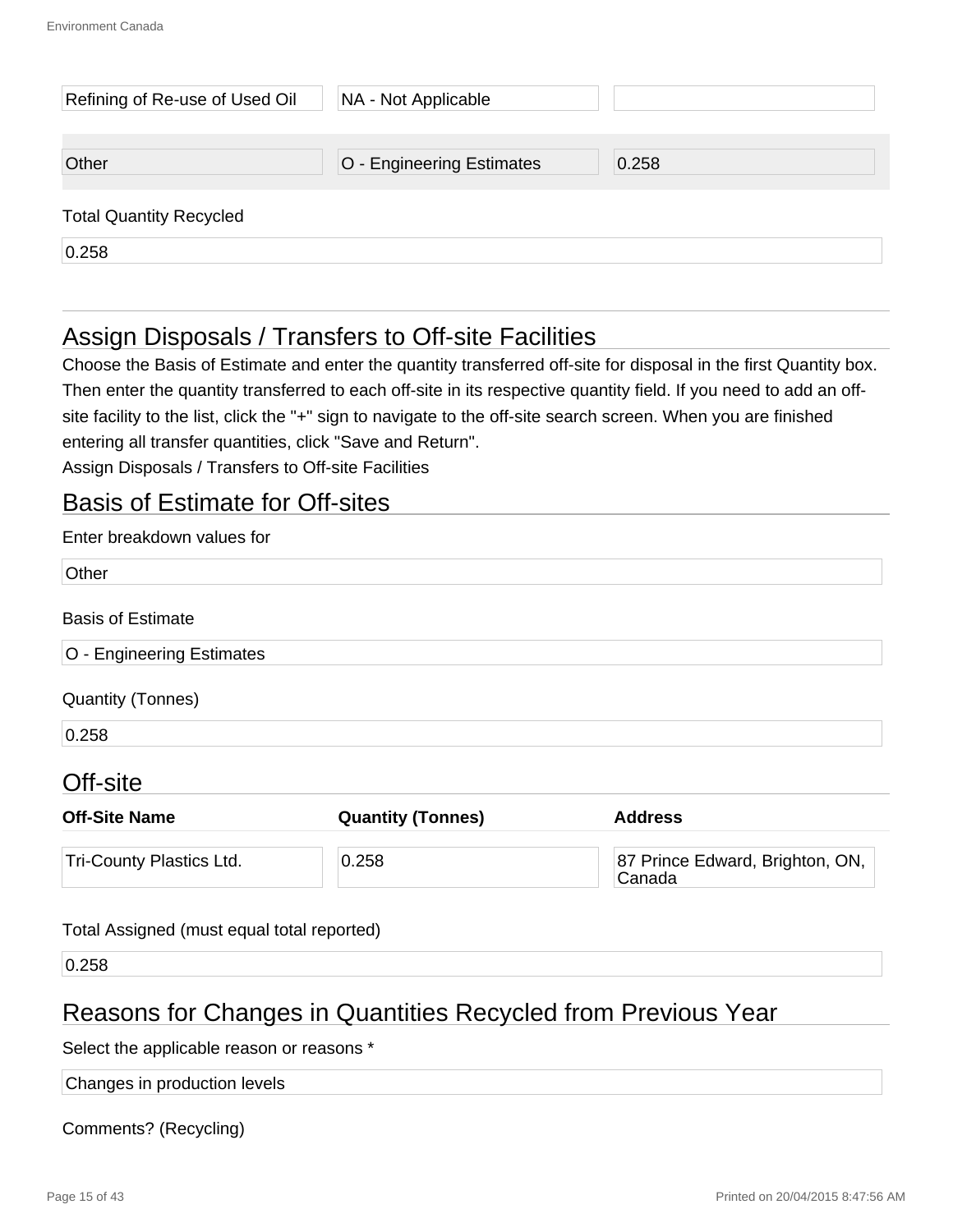| | | |
|---|---|---|
| Refining of Re-use of Used Oil | NA - Not Applicable | |
| Other | O - Engineering Estimates | 0.258 |

Total Quantity Recycled

0.258

## Assign Disposals / Transfers to Off-site Facilities

Choose the Basis of Estimate and enter the quantity transferred off-site for disposal in the first Quantity box. Then enter the quantity transferred to each off-site in its respective quantity field. If you need to add an off-site facility to the list, click the "+" sign to navigate to the off-site search screen. When you are finished entering all transfer quantities, click "Save and Return".

Assign Disposals / Transfers to Off-site Facilities

## Basis of Estimate for Off-sites

Enter breakdown values for

Other

Basis of Estimate

O - Engineering Estimates

Quantity (Tonnes)

0.258

## Off-site

| Off-Site Name | Quantity (Tonnes) | Address |
|---|---|---|
| Tri-County Plastics Ltd. | 0.258 | 87 Prince Edward, Brighton, ON, Canada |

Total Assigned (must equal total reported)

0.258

## Reasons for Changes in Quantities Recycled from Previous Year

Select the applicable reason or reasons *

Changes in production levels

Comments? (Recycling)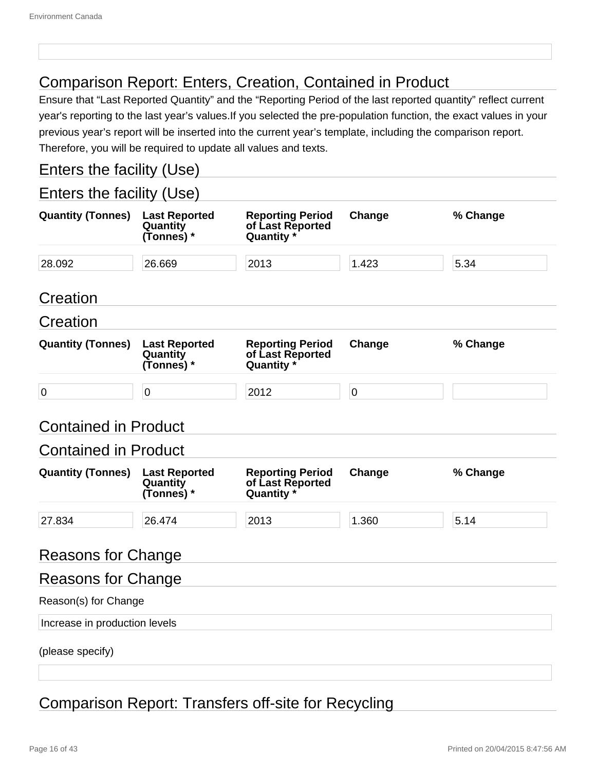## Comparison Report: Enters, Creation, Contained in Product

Ensure that “Last Reported Quantity” and the “Reporting Period of the last reported quantity” reflect current year's reporting to the last year’s values.If you selected the pre-population function, the exact values in your previous year’s report will be inserted into the current year’s template, including the comparison report. Therefore, you will be required to update all values and texts.

### Enters the facility (Use)

### Enters the facility (Use)

| Quantity (Tonnes) | Last Reported Quantity (Tonnes) * | Reporting Period of Last Reported Quantity * | Change | % Change |
|---|---|---|---|---|
| 28.092 | 26.669 | 2013 | 1.423 | 5.34 |

### Creation

### Creation

| Quantity (Tonnes) | Last Reported Quantity (Tonnes) * | Reporting Period of Last Reported Quantity * | Change | % Change |
|---|---|---|---|---|
| 0 | 0 | 2012 | 0 | |

### Contained in Product

### Contained in Product

| Quantity (Tonnes) | Last Reported Quantity (Tonnes) * | Reporting Period of Last Reported Quantity * | Change | % Change |
|---|---|---|---|---|
| 27.834 | 26.474 | 2013 | 1.360 | 5.14 |

### Reasons for Change

### Reasons for Change

Reason(s) for Change

Increase in production levels

(please specify)

## Comparison Report: Transfers off-site for Recycling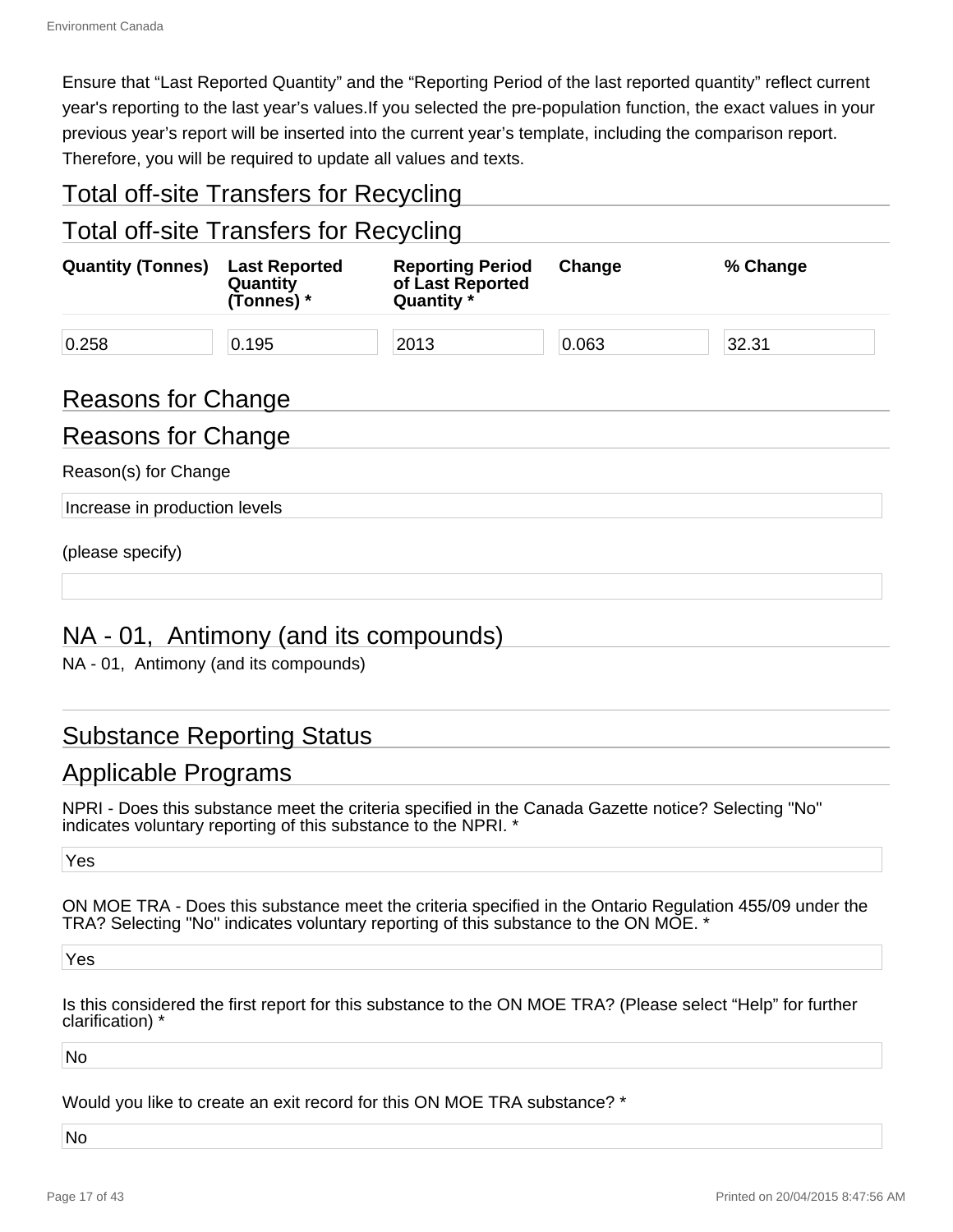Ensure that “Last Reported Quantity” and the “Reporting Period of the last reported quantity” reflect current year's reporting to the last year’s values.If you selected the pre-population function, the exact values in your previous year’s report will be inserted into the current year’s template, including the comparison report. Therefore, you will be required to update all values and texts.

## Total off-site Transfers for Recycling

## Total off-site Transfers for Recycling

| Quantity (Tonnes) | Last Reported Quantity (Tonnes) * | Reporting Period of Last Reported Quantity * | Change | % Change |
|---|---|---|---|---|
| 0.258 | 0.195 | 2013 | 0.063 | 32.31 |

## Reasons for Change

## Reasons for Change

Reason(s) for Change

Increase in production levels

(please specify)

## NA - 01, Antimony (and its compounds)

NA - 01, Antimony (and its compounds)

## Substance Reporting Status

## Applicable Programs

NPRI - Does this substance meet the criteria specified in the Canada Gazette notice? Selecting "No" indicates voluntary reporting of this substance to the NPRI. *

Yes

ON MOE TRA - Does this substance meet the criteria specified in the Ontario Regulation 455/09 under the TRA? Selecting "No" indicates voluntary reporting of this substance to the ON MOE. *

Yes

Is this considered the first report for this substance to the ON MOE TRA? (Please select “Help” for further clarification) *

No

Would you like to create an exit record for this ON MOE TRA substance? *

No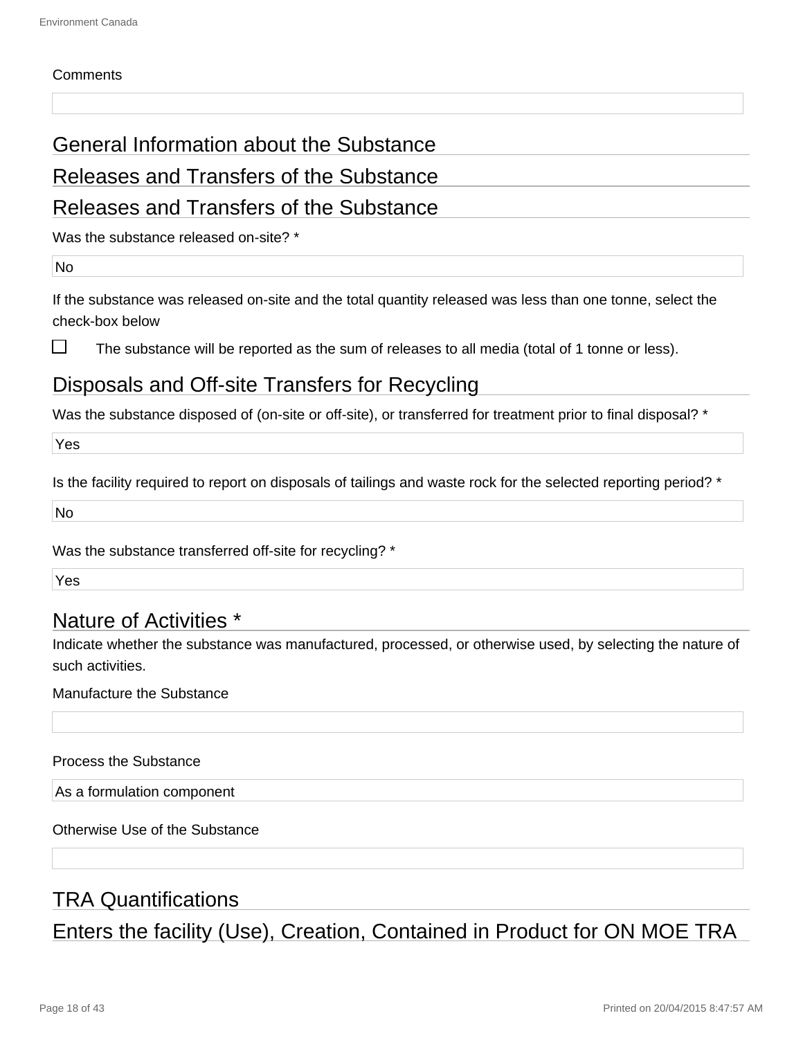Comments

## General Information about the Substance

## Releases and Transfers of the Substance

## Releases and Transfers of the Substance

Was the substance released on-site? *

No

If the substance was released on-site and the total quantity released was less than one tonne, select the check-box below

☐ The substance will be reported as the sum of releases to all media (total of 1 tonne or less).

## Disposals and Off-site Transfers for Recycling

Was the substance disposed of (on-site or off-site), or transferred for treatment prior to final disposal? *

Yes

Is the facility required to report on disposals of tailings and waste rock for the selected reporting period? *

No

Was the substance transferred off-site for recycling? *

Yes

## Nature of Activities *

Indicate whether the substance was manufactured, processed, or otherwise used, by selecting the nature of such activities.

Manufacture the Substance

Process the Substance

As a formulation component

Otherwise Use of the Substance

## TRA Quantifications

## Enters the facility (Use), Creation, Contained in Product for ON MOE TRA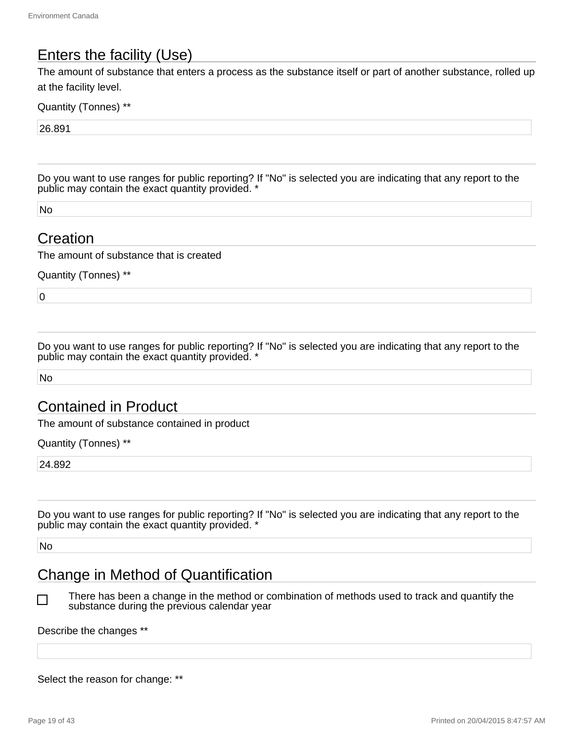## Enters the facility (Use)

The amount of substance that enters a process as the substance itself or part of another substance, rolled up at the facility level.

Quantity (Tonnes) **

26.891

---

Do you want to use ranges for public reporting? If "No" is selected you are indicating that any report to the public may contain the exact quantity provided. *

No

## Creation

The amount of substance that is created

Quantity (Tonnes) **

0

---

Do you want to use ranges for public reporting? If "No" is selected you are indicating that any report to the public may contain the exact quantity provided. *

No

## Contained in Product

The amount of substance contained in product

Quantity (Tonnes) **

24.892

---

Do you want to use ranges for public reporting? If "No" is selected you are indicating that any report to the public may contain the exact quantity provided. *

No

## Change in Method of Quantification

☐ There has been a change in the method or combination of methods used to track and quantify the substance during the previous calendar year

Describe the changes **

Select the reason for change: **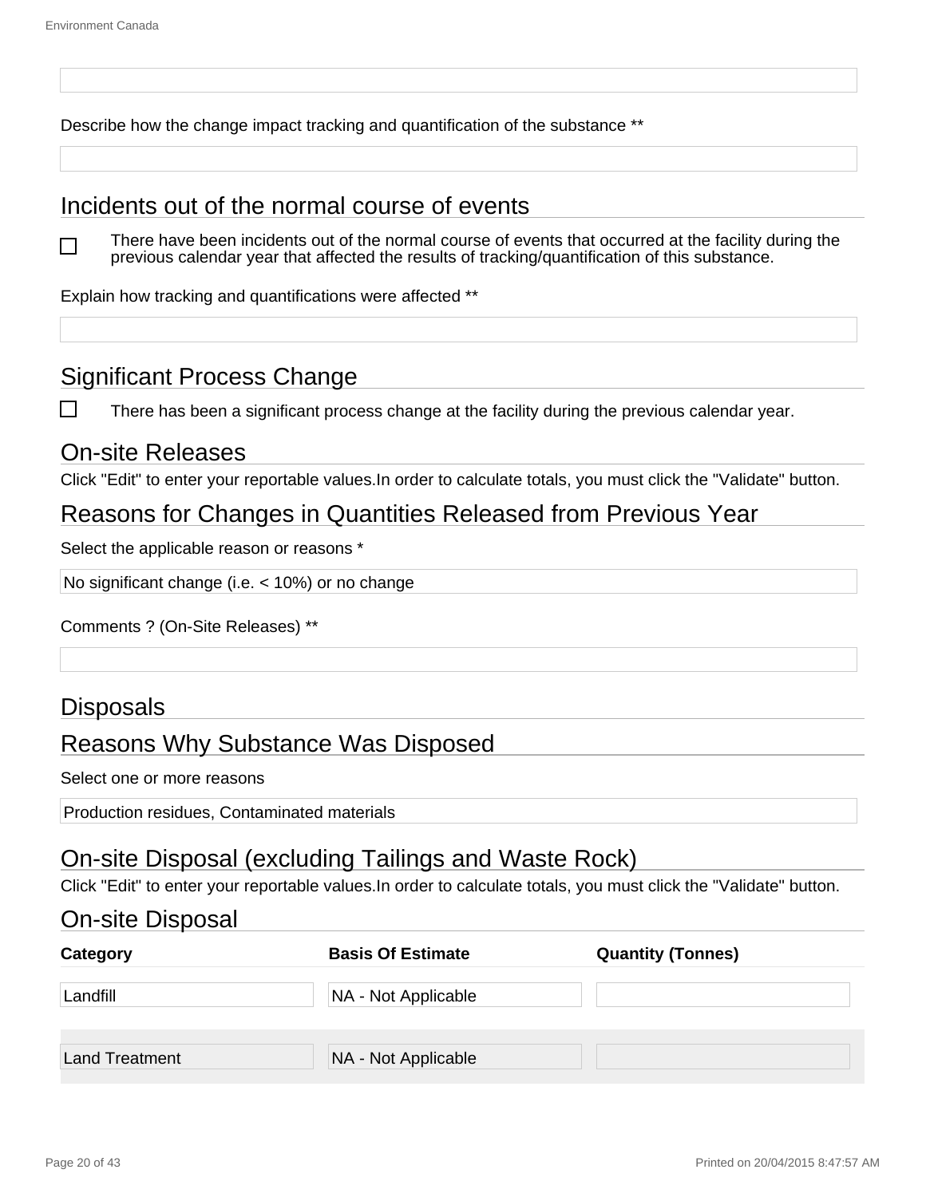Describe how the change impact tracking and quantification of the substance **

## Incidents out of the normal course of events

☐ There have been incidents out of the normal course of events that occurred at the facility during the previous calendar year that affected the results of tracking/quantification of this substance.

Explain how tracking and quantifications were affected **

## Significant Process Change

☐ There has been a significant process change at the facility during the previous calendar year.

## On-site Releases

Click "Edit" to enter your reportable values.In order to calculate totals, you must click the "Validate" button.

## Reasons for Changes in Quantities Released from Previous Year

Select the applicable reason or reasons *

No significant change (i.e. < 10%) or no change

Comments ? (On-Site Releases) **

## Disposals

## Reasons Why Substance Was Disposed

Select one or more reasons

Production residues, Contaminated materials

## On-site Disposal (excluding Tailings and Waste Rock)

Click "Edit" to enter your reportable values.In order to calculate totals, you must click the "Validate" button.

## On-site Disposal

| Category | Basis Of Estimate | Quantity (Tonnes) |
|---|---|---|
| Landfill | NA - Not Applicable | |
| Land Treatment | NA - Not Applicable | |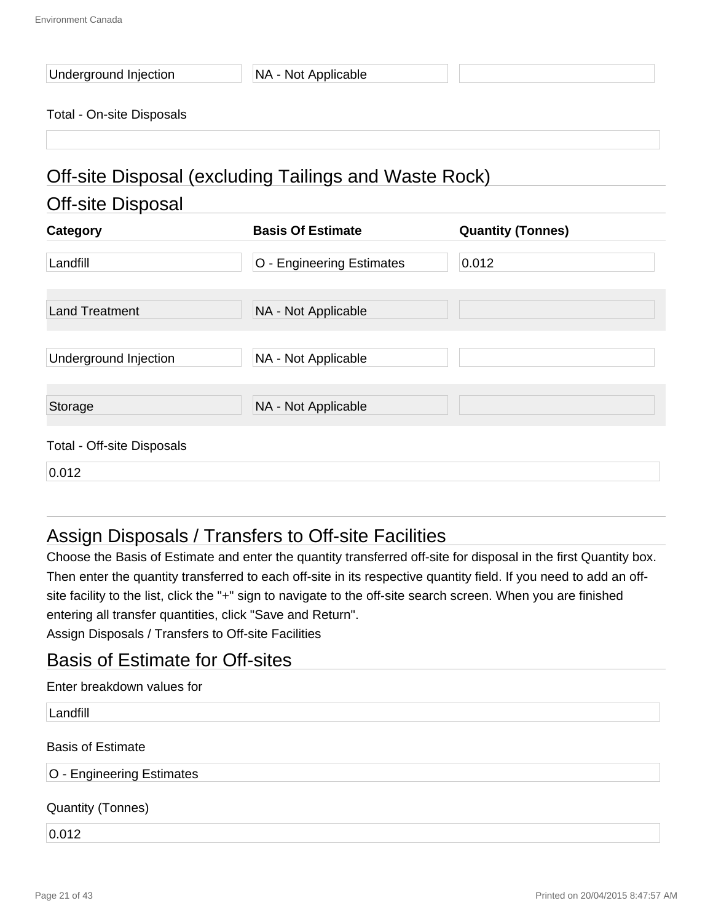| Underground Injection | NA - Not Applicable | |
|---|---|---|

Total - On-site Disposals

## Off-site Disposal (excluding Tailings and Waste Rock)

## Off-site Disposal

| Category | Basis Of Estimate | Quantity (Tonnes) |
|---|---|---|
| Landfill | O - Engineering Estimates | 0.012 |
| Land Treatment | NA - Not Applicable | |
| Underground Injection | NA - Not Applicable | |
| Storage | NA - Not Applicable | |

Total - Off-site Disposals

0.012

## Assign Disposals / Transfers to Off-site Facilities

Choose the Basis of Estimate and enter the quantity transferred off-site for disposal in the first Quantity box. Then enter the quantity transferred to each off-site in its respective quantity field. If you need to add an off-site facility to the list, click the "+" sign to navigate to the off-site search screen. When you are finished entering all transfer quantities, click "Save and Return".

Assign Disposals / Transfers to Off-site Facilities

## Basis of Estimate for Off-sites

Enter breakdown values for

Landfill

Basis of Estimate

O - Engineering Estimates

Quantity (Tonnes)

0.012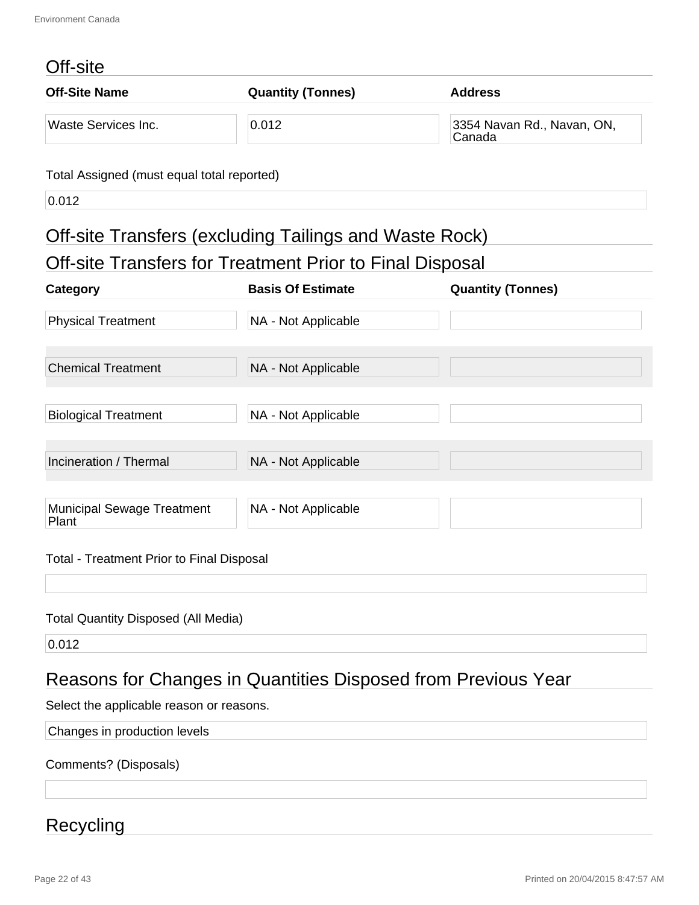## Off-site

| Off-Site Name | Quantity (Tonnes) | Address |
| --- | --- | --- |
| Waste Services Inc. | 0.012 | 3354 Navan Rd., Navan, ON, Canada |

Total Assigned (must equal total reported)

0.012

## Off-site Transfers (excluding Tailings and Waste Rock)

## Off-site Transfers for Treatment Prior to Final Disposal

| Category | Basis Of Estimate | Quantity (Tonnes) |
| --- | --- | --- |
| Physical Treatment | NA - Not Applicable | |
| Chemical Treatment | NA - Not Applicable | |
| Biological Treatment | NA - Not Applicable | |
| Incineration / Thermal | NA - Not Applicable | |
| Municipal Sewage Treatment Plant | NA - Not Applicable | |

Total - Treatment Prior to Final Disposal

Total Quantity Disposed (All Media)

0.012

## Reasons for Changes in Quantities Disposed from Previous Year

Select the applicable reason or reasons.

Changes in production levels

Comments? (Disposals)

## Recycling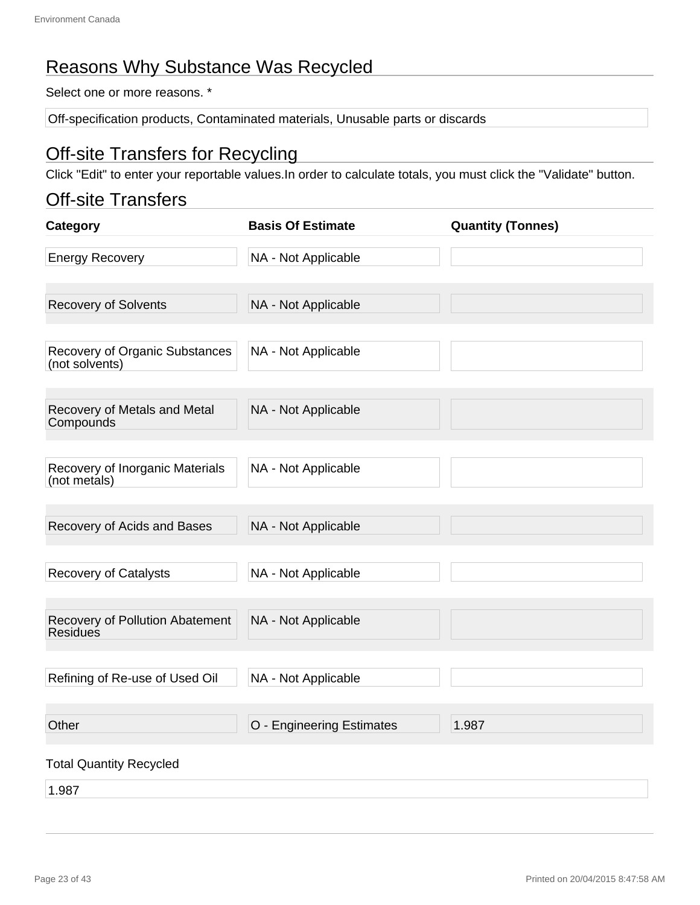## Reasons Why Substance Was Recycled

Select one or more reasons. *

Off-specification products, Contaminated materials, Unusable parts or discards

## Off-site Transfers for Recycling

Click "Edit" to enter your reportable values.In order to calculate totals, you must click the "Validate" button.

## Off-site Transfers

| Category | Basis Of Estimate | Quantity (Tonnes) |
|---|---|---|
| Energy Recovery | NA - Not Applicable | |
| Recovery of Solvents | NA - Not Applicable | |
| Recovery of Organic Substances (not solvents) | NA - Not Applicable | |
| Recovery of Metals and Metal Compounds | NA - Not Applicable | |
| Recovery of Inorganic Materials (not metals) | NA - Not Applicable | |
| Recovery of Acids and Bases | NA - Not Applicable | |
| Recovery of Catalysts | NA - Not Applicable | |
| Recovery of Pollution Abatement Residues | NA - Not Applicable | |
| Refining of Re-use of Used Oil | NA - Not Applicable | |
| Other | O - Engineering Estimates | 1.987 |

Total Quantity Recycled

1.987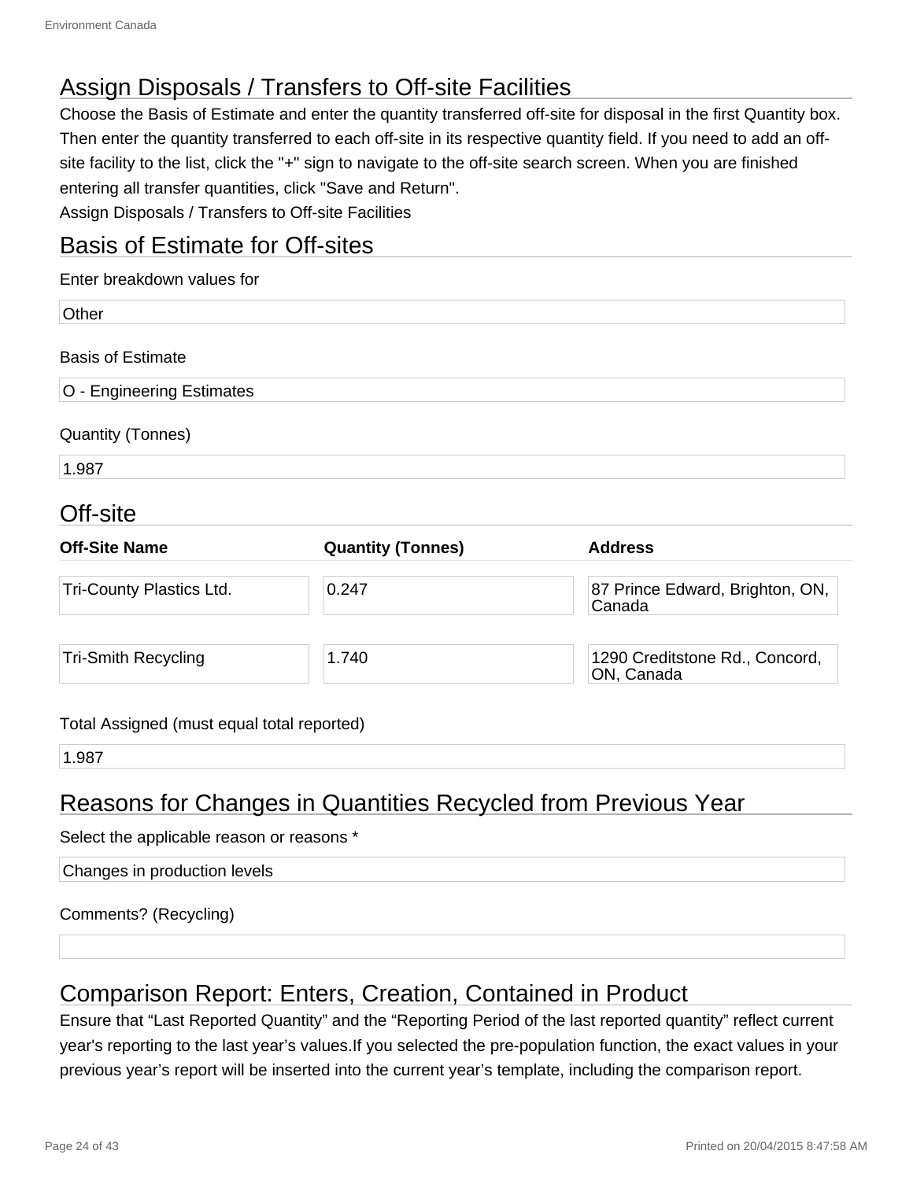## Assign Disposals / Transfers to Off-site Facilities

Choose the Basis of Estimate and enter the quantity transferred off-site for disposal in the first Quantity box. Then enter the quantity transferred to each off-site in its respective quantity field. If you need to add an off-site facility to the list, click the "+" sign to navigate to the off-site search screen. When you are finished entering all transfer quantities, click "Save and Return".

Assign Disposals / Transfers to Off-site Facilities

## Basis of Estimate for Off-sites

Enter breakdown values for

Other

Basis of Estimate

O - Engineering Estimates

Quantity (Tonnes)

1.987

## Off-site

| Off-Site Name | Quantity (Tonnes) | Address |
|---|---|---|
| Tri-County Plastics Ltd. | 0.247 | 87 Prince Edward, Brighton, ON, Canada |
| Tri-Smith Recycling | 1.740 | 1290 Creditstone Rd., Concord, ON, Canada |

Total Assigned (must equal total reported)

1.987

## Reasons for Changes in Quantities Recycled from Previous Year

Select the applicable reason or reasons *

Changes in production levels

Comments? (Recycling)

## Comparison Report: Enters, Creation, Contained in Product

Ensure that “Last Reported Quantity” and the “Reporting Period of the last reported quantity” reflect current year's reporting to the last year’s values.If you selected the pre-population function, the exact values in your previous year’s report will be inserted into the current year’s template, including the comparison report.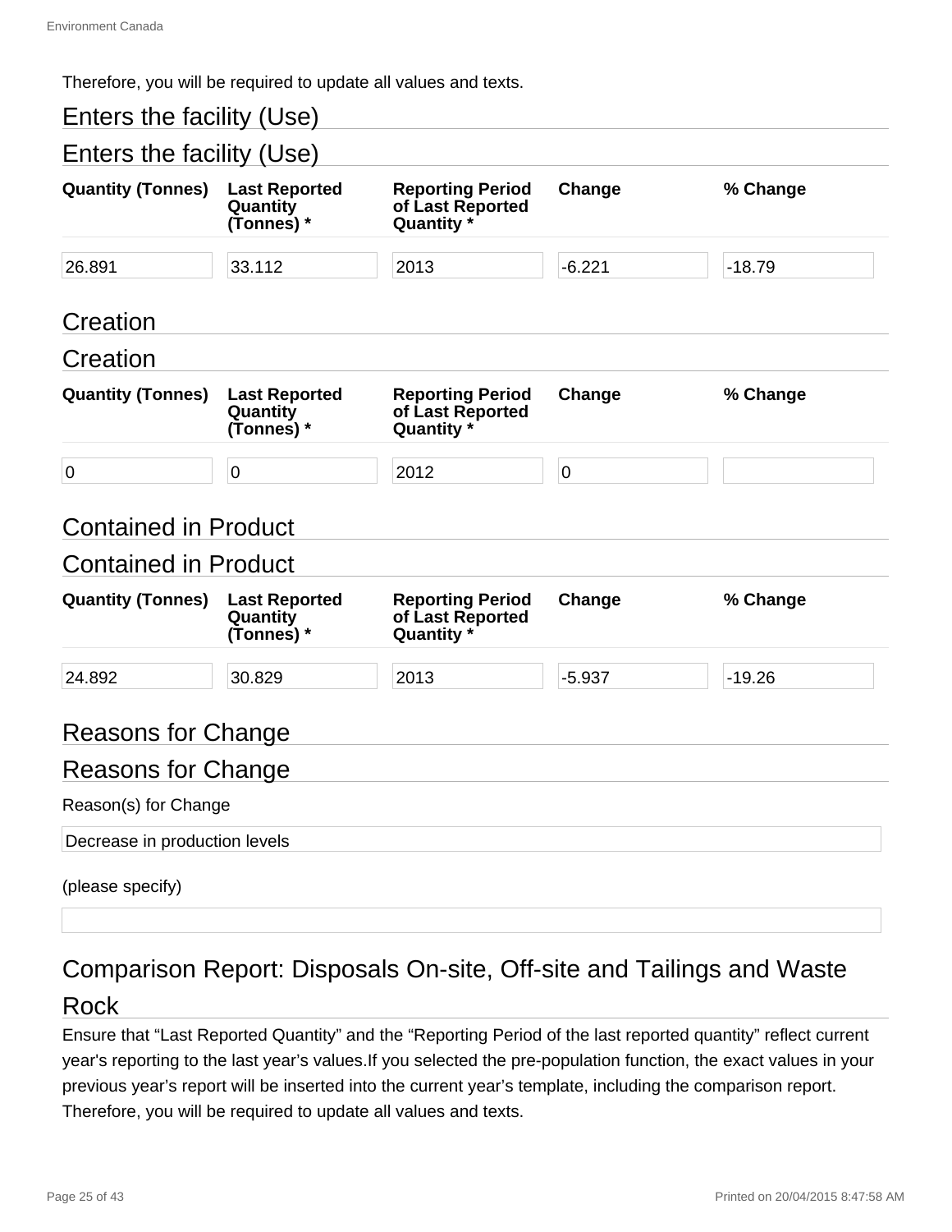Therefore, you will be required to update all values and texts.

## Enters the facility (Use)

## Enters the facility (Use)

| Quantity (Tonnes) | Last Reported Quantity (Tonnes) * | Reporting Period of Last Reported Quantity * | Change | % Change |
|---|---|---|---|---|
| 26.891 | 33.112 | 2013 | -6.221 | -18.79 |

## Creation

## Creation

| Quantity (Tonnes) | Last Reported Quantity (Tonnes) * | Reporting Period of Last Reported Quantity * | Change | % Change |
|---|---|---|---|---|
| 0 | 0 | 2012 | 0 | |

## Contained in Product

## Contained in Product

| Quantity (Tonnes) | Last Reported Quantity (Tonnes) * | Reporting Period of Last Reported Quantity * | Change | % Change |
|---|---|---|---|---|
| 24.892 | 30.829 | 2013 | -5.937 | -19.26 |

## Reasons for Change

## Reasons for Change

Reason(s) for Change

Decrease in production levels

(please specify)

## Comparison Report: Disposals On-site, Off-site and Tailings and Waste Rock

Ensure that “Last Reported Quantity” and the “Reporting Period of the last reported quantity” reflect current year's reporting to the last year’s values.If you selected the pre-population function, the exact values in your previous year’s report will be inserted into the current year’s template, including the comparison report. Therefore, you will be required to update all values and texts.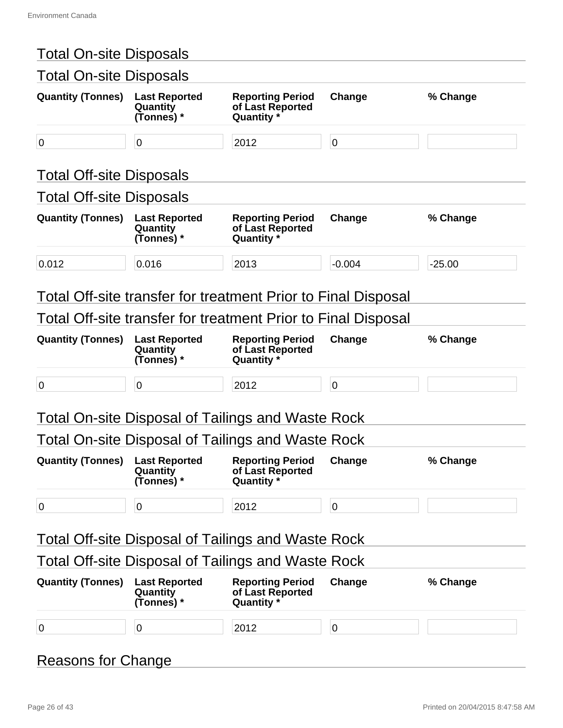## Total On-site Disposals

### Total On-site Disposals

| Quantity (Tonnes) | Last Reported Quantity (Tonnes) * | Reporting Period of Last Reported Quantity * | Change | % Change |
|---|---|---|---|---|
| 0 | 0 | 2012 | 0 | |

## Total Off-site Disposals

### Total Off-site Disposals

| Quantity (Tonnes) | Last Reported Quantity (Tonnes) * | Reporting Period of Last Reported Quantity * | Change | % Change |
|---|---|---|---|---|
| 0.012 | 0.016 | 2013 | -0.004 | -25.00 |

## Total Off-site transfer for treatment Prior to Final Disposal

### Total Off-site transfer for treatment Prior to Final Disposal

| Quantity (Tonnes) | Last Reported Quantity (Tonnes) * | Reporting Period of Last Reported Quantity * | Change | % Change |
|---|---|---|---|---|
| 0 | 0 | 2012 | 0 | |

## Total On-site Disposal of Tailings and Waste Rock

### Total On-site Disposal of Tailings and Waste Rock

| Quantity (Tonnes) | Last Reported Quantity (Tonnes) * | Reporting Period of Last Reported Quantity * | Change | % Change |
|---|---|---|---|---|
| 0 | 0 | 2012 | 0 | |

## Total Off-site Disposal of Tailings and Waste Rock

### Total Off-site Disposal of Tailings and Waste Rock

| Quantity (Tonnes) | Last Reported Quantity (Tonnes) * | Reporting Period of Last Reported Quantity * | Change | % Change |
|---|---|---|---|---|
| 0 | 0 | 2012 | 0 | |

## Reasons for Change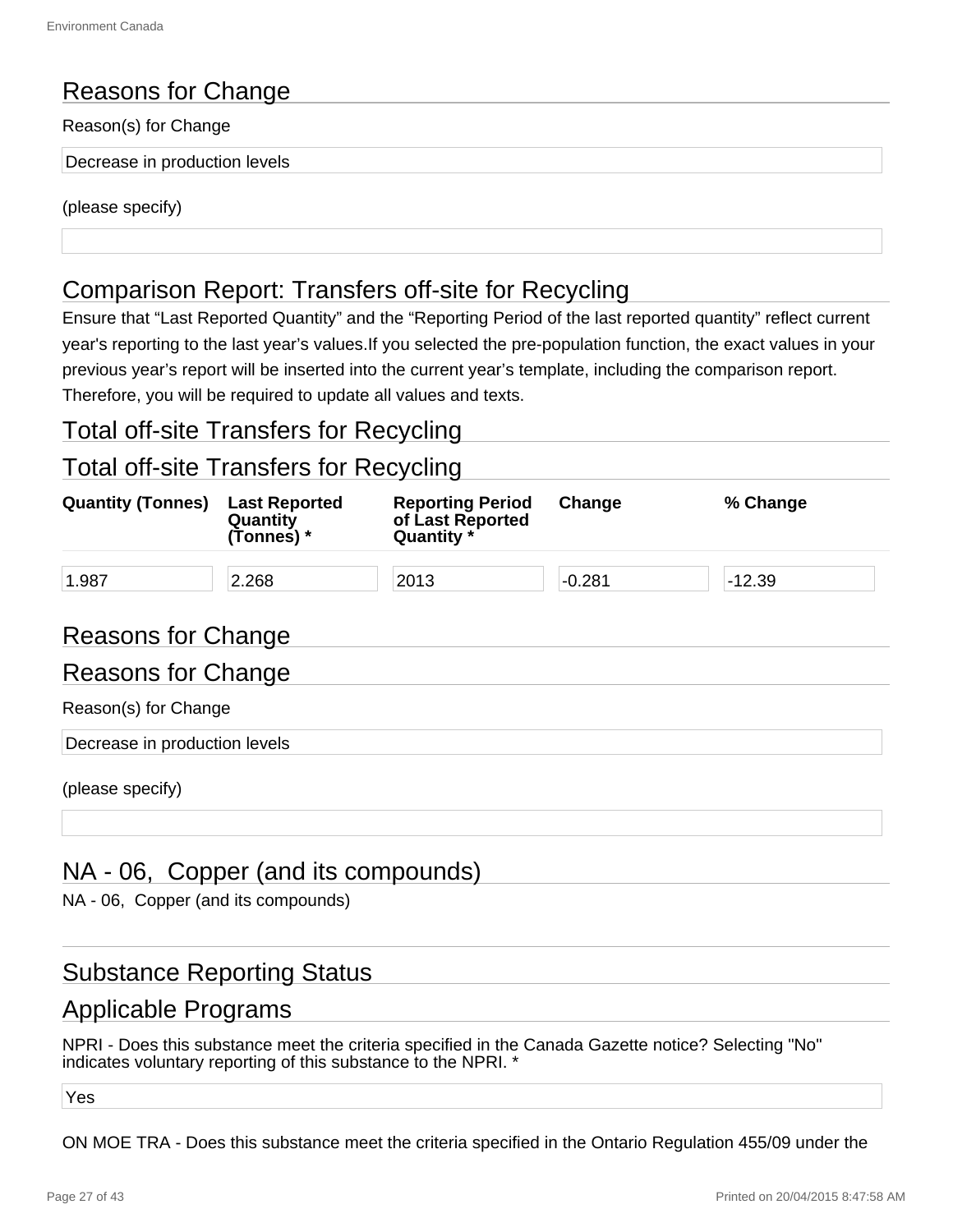## Reasons for Change

Reason(s) for Change

Decrease in production levels

(please specify)

## Comparison Report: Transfers off-site for Recycling

Ensure that “Last Reported Quantity” and the “Reporting Period of the last reported quantity” reflect current year's reporting to the last year’s values.If you selected the pre-population function, the exact values in your previous year’s report will be inserted into the current year’s template, including the comparison report. Therefore, you will be required to update all values and texts.

## Total off-site Transfers for Recycling

## Total off-site Transfers for Recycling

| Quantity (Tonnes) | Last Reported Quantity (Tonnes) * | Reporting Period of Last Reported Quantity * | Change | % Change |
|---|---|---|---|---|
| 1.987 | 2.268 | 2013 | -0.281 | -12.39 |

## Reasons for Change

## Reasons for Change

Reason(s) for Change

Decrease in production levels

(please specify)

## NA - 06, Copper (and its compounds)

NA - 06, Copper (and its compounds)

## Substance Reporting Status

## Applicable Programs

NPRI - Does this substance meet the criteria specified in the Canada Gazette notice? Selecting "No" indicates voluntary reporting of this substance to the NPRI. *

Yes

ON MOE TRA - Does this substance meet the criteria specified in the Ontario Regulation 455/09 under the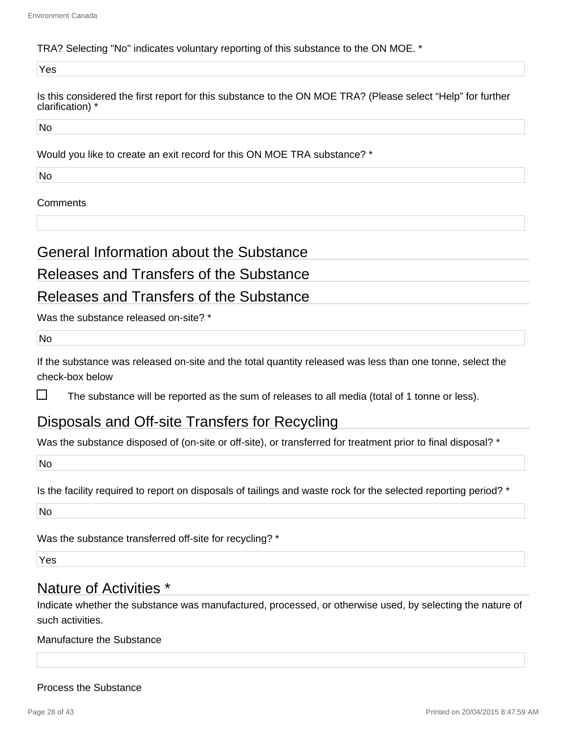TRA? Selecting "No" indicates voluntary reporting of this substance to the ON MOE. *

Yes

Is this considered the first report for this substance to the ON MOE TRA? (Please select “Help” for further clarification) *

No

Would you like to create an exit record for this ON MOE TRA substance? *

No

Comments

## General Information about the Substance

## Releases and Transfers of the Substance

## Releases and Transfers of the Substance

Was the substance released on-site? *

No

If the substance was released on-site and the total quantity released was less than one tonne, select the check-box below

☐ The substance will be reported as the sum of releases to all media (total of 1 tonne or less).

## Disposals and Off-site Transfers for Recycling

Was the substance disposed of (on-site or off-site), or transferred for treatment prior to final disposal? *

No

Is the facility required to report on disposals of tailings and waste rock for the selected reporting period? *

No

Was the substance transferred off-site for recycling? *

Yes

## Nature of Activities *

Indicate whether the substance was manufactured, processed, or otherwise used, by selecting the nature of such activities.

Manufacture the Substance

Process the Substance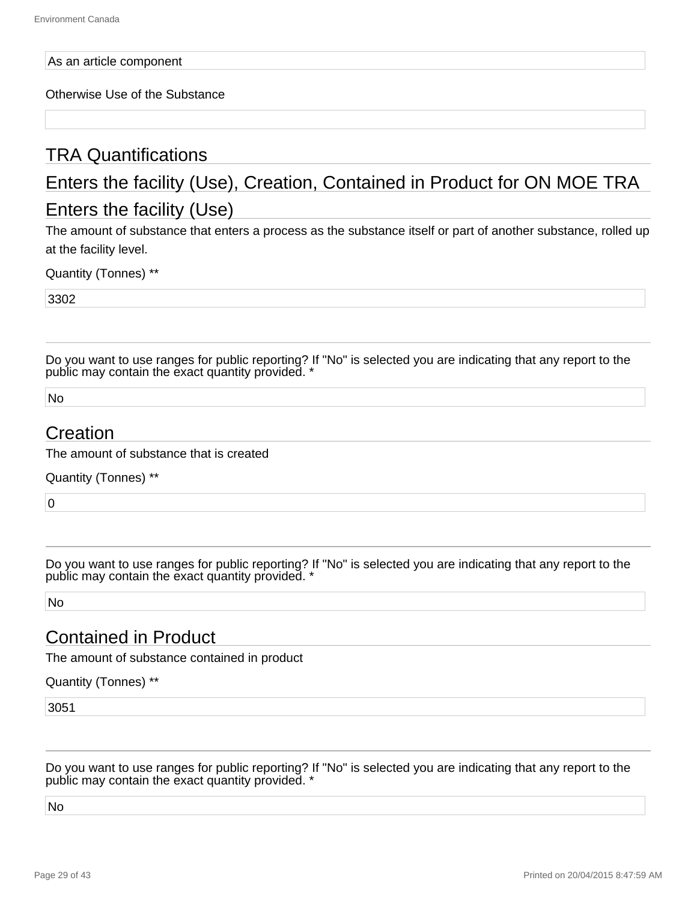As an article component

Otherwise Use of the Substance

## TRA Quantifications

## Enters the facility (Use), Creation, Contained in Product for ON MOE TRA

## Enters the facility (Use)

The amount of substance that enters a process as the substance itself or part of another substance, rolled up at the facility level.

Quantity (Tonnes) **

3302

---

Do you want to use ranges for public reporting? If "No" is selected you are indicating that any report to the public may contain the exact quantity provided. *

No

## Creation

The amount of substance that is created

Quantity (Tonnes) **

0

---

Do you want to use ranges for public reporting? If "No" is selected you are indicating that any report to the public may contain the exact quantity provided. *

No

## Contained in Product

The amount of substance contained in product

Quantity (Tonnes) **

3051

---

Do you want to use ranges for public reporting? If "No" is selected you are indicating that any report to the public may contain the exact quantity provided. *

No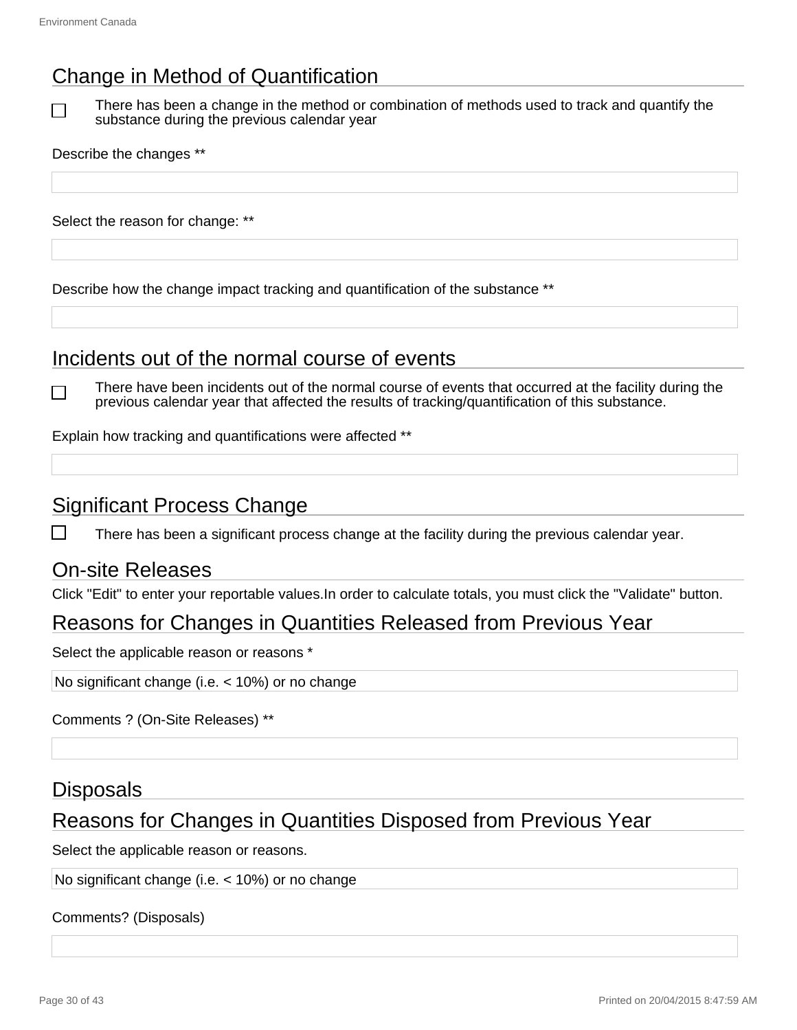## Change in Method of Quantification

☐ There has been a change in the method or combination of methods used to track and quantify the substance during the previous calendar year

Describe the changes **

Select the reason for change: **

Describe how the change impact tracking and quantification of the substance **

## Incidents out of the normal course of events

☐ There have been incidents out of the normal course of events that occurred at the facility during the previous calendar year that affected the results of tracking/quantification of this substance.

Explain how tracking and quantifications were affected **

## Significant Process Change

☐ There has been a significant process change at the facility during the previous calendar year.

## On-site Releases

Click "Edit" to enter your reportable values.In order to calculate totals, you must click the "Validate" button.

## Reasons for Changes in Quantities Released from Previous Year

Select the applicable reason or reasons *

No significant change (i.e. < 10%) or no change

Comments ? (On-Site Releases) **

## Disposals

## Reasons for Changes in Quantities Disposed from Previous Year

Select the applicable reason or reasons.

No significant change (i.e. < 10%) or no change

Comments? (Disposals)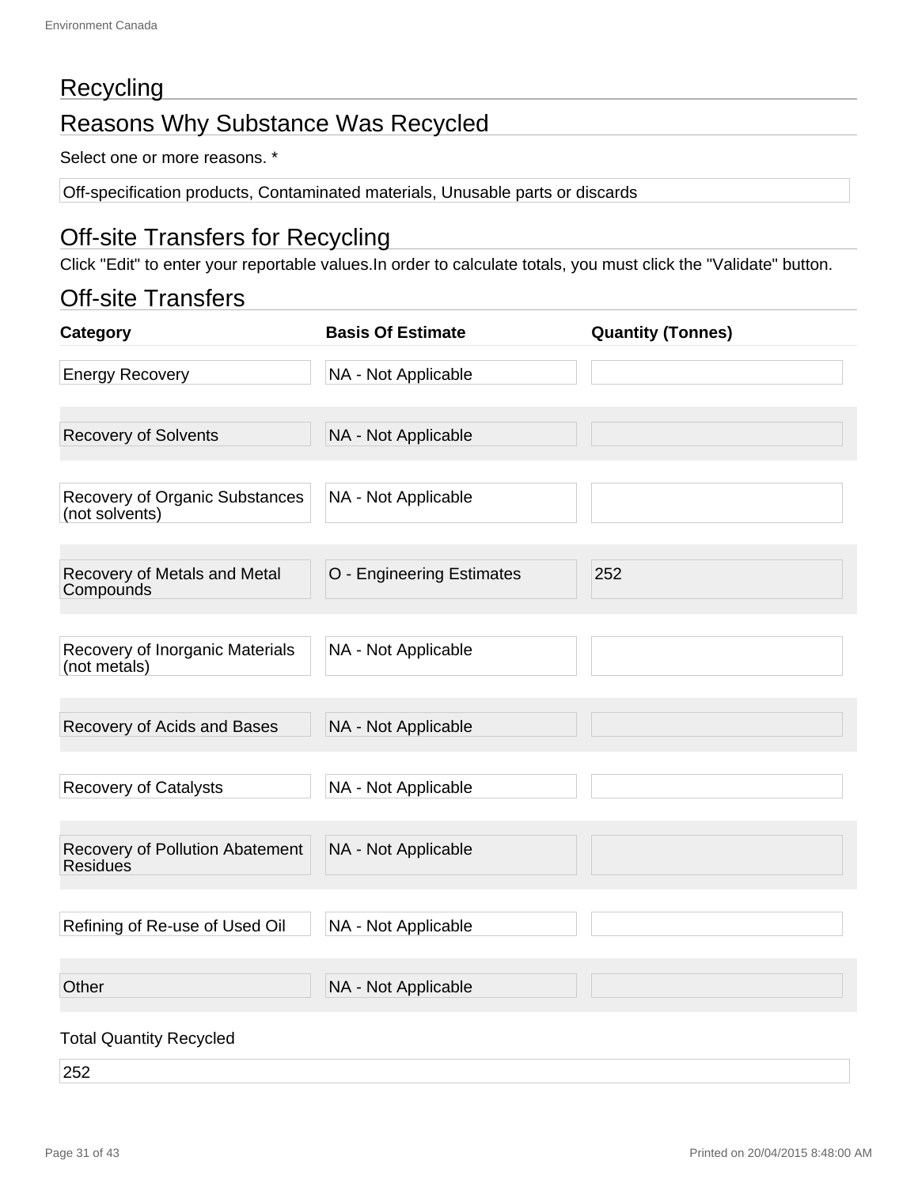## Recycling

## Reasons Why Substance Was Recycled

Select one or more reasons. *

Off-specification products, Contaminated materials, Unusable parts or discards

## Off-site Transfers for Recycling

Click "Edit" to enter your reportable values.In order to calculate totals, you must click the "Validate" button.

## Off-site Transfers

| Category | Basis Of Estimate | Quantity (Tonnes) |
|---|---|---|
| Energy Recovery | NA - Not Applicable | |
| Recovery of Solvents | NA - Not Applicable | |
| Recovery of Organic Substances (not solvents) | NA - Not Applicable | |
| Recovery of Metals and Metal Compounds | O - Engineering Estimates | 252 |
| Recovery of Inorganic Materials (not metals) | NA - Not Applicable | |
| Recovery of Acids and Bases | NA - Not Applicable | |
| Recovery of Catalysts | NA - Not Applicable | |
| Recovery of Pollution Abatement Residues | NA - Not Applicable | |
| Refining of Re-use of Used Oil | NA - Not Applicable | |
| Other | NA - Not Applicable | |

Total Quantity Recycled

252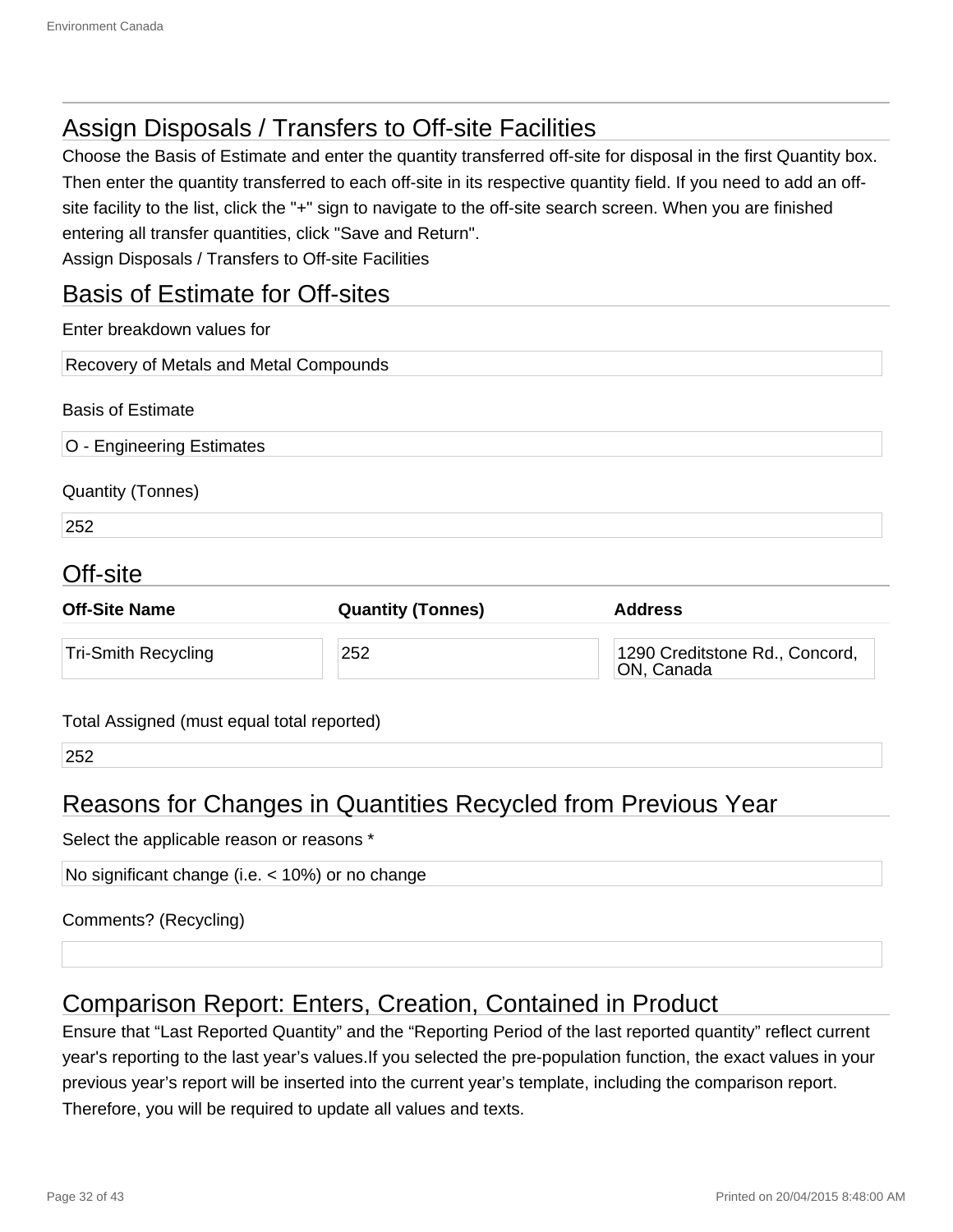## Assign Disposals / Transfers to Off-site Facilities

Choose the Basis of Estimate and enter the quantity transferred off-site for disposal in the first Quantity box. Then enter the quantity transferred to each off-site in its respective quantity field. If you need to add an off-site facility to the list, click the "+" sign to navigate to the off-site search screen. When you are finished entering all transfer quantities, click "Save and Return".

Assign Disposals / Transfers to Off-site Facilities

## Basis of Estimate for Off-sites

Enter breakdown values for

Recovery of Metals and Metal Compounds

Basis of Estimate

O - Engineering Estimates

Quantity (Tonnes)

252

## Off-site

| Off-Site Name | Quantity (Tonnes) | Address |
| --- | --- | --- |
| Tri-Smith Recycling | 252 | 1290 Creditstone Rd., Concord, ON, Canada |

Total Assigned (must equal total reported)

252

## Reasons for Changes in Quantities Recycled from Previous Year

Select the applicable reason or reasons *

No significant change (i.e. < 10%) or no change

Comments? (Recycling)

## Comparison Report: Enters, Creation, Contained in Product

Ensure that “Last Reported Quantity” and the “Reporting Period of the last reported quantity” reflect current year's reporting to the last year’s values.If you selected the pre-population function, the exact values in your previous year’s report will be inserted into the current year’s template, including the comparison report. Therefore, you will be required to update all values and texts.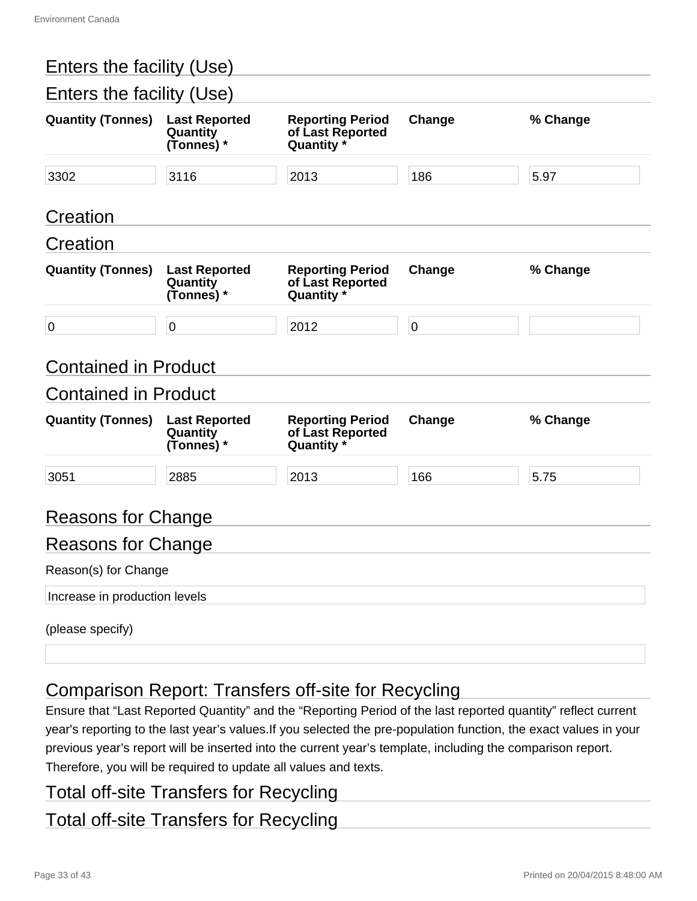## Enters the facility (Use)

### Enters the facility (Use)

| Quantity (Tonnes) | Last Reported Quantity (Tonnes) * | Reporting Period of Last Reported Quantity * | Change | % Change |
|---|---|---|---|---|
| 3302 | 3116 | 2013 | 186 | 5.97 |

## Creation

### Creation

| Quantity (Tonnes) | Last Reported Quantity (Tonnes) * | Reporting Period of Last Reported Quantity * | Change | % Change |
|---|---|---|---|---|
| 0 | 0 | 2012 | 0 | |

## Contained in Product

### Contained in Product

| Quantity (Tonnes) | Last Reported Quantity (Tonnes) * | Reporting Period of Last Reported Quantity * | Change | % Change |
|---|---|---|---|---|
| 3051 | 2885 | 2013 | 166 | 5.75 |

## Reasons for Change

### Reasons for Change

Reason(s) for Change

Increase in production levels

(please specify)

## Comparison Report: Transfers off-site for Recycling

Ensure that "Last Reported Quantity" and the "Reporting Period of the last reported quantity" reflect current year's reporting to the last year's values.If you selected the pre-population function, the exact values in your previous year's report will be inserted into the current year's template, including the comparison report. Therefore, you will be required to update all values and texts.

## Total off-site Transfers for Recycling

### Total off-site Transfers for Recycling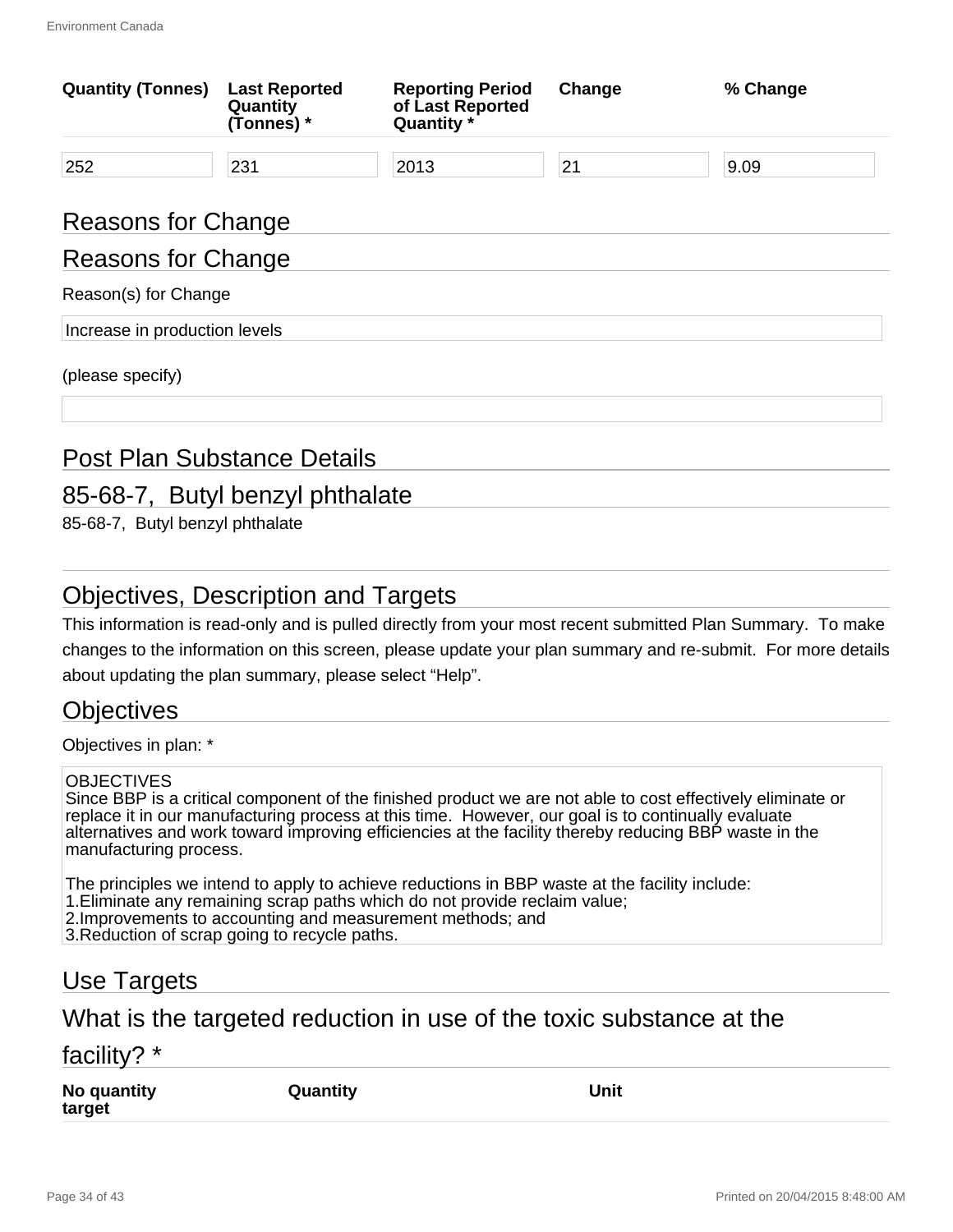| Quantity (Tonnes) | Last Reported Quantity (Tonnes) * | Reporting Period of Last Reported Quantity * | Change | % Change |
|---|---|---|---|---|
| 252 | 231 | 2013 | 21 | 9.09 |

## Reasons for Change

## Reasons for Change

Reason(s) for Change

Increase in production levels

(please specify)

## Post Plan Substance Details

## 85-68-7, Butyl benzyl phthalate

85-68-7, Butyl benzyl phthalate

## Objectives, Description and Targets

This information is read-only and is pulled directly from your most recent submitted Plan Summary. To make changes to the information on this screen, please update your plan summary and re-submit. For more details about updating the plan summary, please select "Help".

## Objectives

Objectives in plan: *

OBJECTIVES
Since BBP is a critical component of the finished product we are not able to cost effectively eliminate or replace it in our manufacturing process at this time. However, our goal is to continually evaluate alternatives and work toward improving efficiencies at the facility thereby reducing BBP waste in the manufacturing process.

The principles we intend to apply to achieve reductions in BBP waste at the facility include:
1.Eliminate any remaining scrap paths which do not provide reclaim value;
2.Improvements to accounting and measurement methods; and
3.Reduction of scrap going to recycle paths.

## Use Targets

## What is the targeted reduction in use of the toxic substance at the facility? *

| No quantity target | Quantity | Unit |
|---|---|---|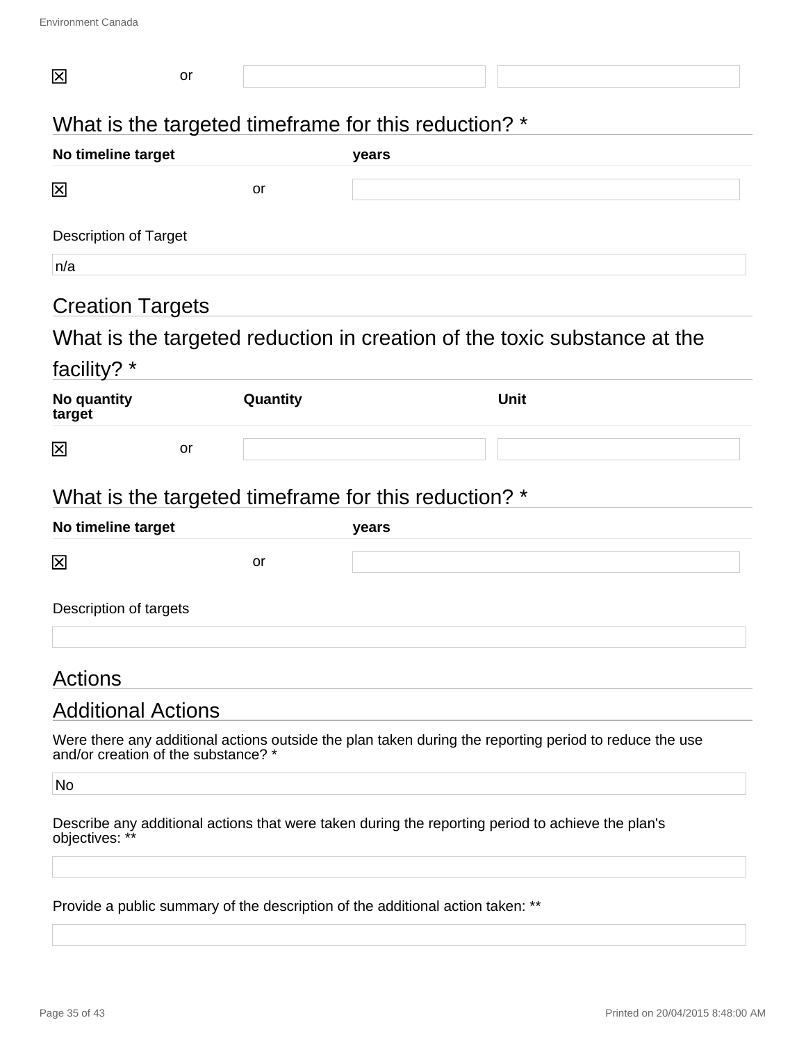| | | | |
|---|---|---|---|
| ☒ | or | | |

## What is the targeted timeframe for this reduction? *

| No timeline target | | years |
|---|---|---|
| ☒ | or | |

Description of Target

n/a

## Creation Targets

## What is the targeted reduction in creation of the toxic substance at the facility? *

| No quantity target | | Quantity | Unit |
|---|---|---|---|
| ☒ | or | | |

## What is the targeted timeframe for this reduction? *

| No timeline target | | years |
|---|---|---|
| ☒ | or | |

Description of targets

## Actions

## Additional Actions

Were there any additional actions outside the plan taken during the reporting period to reduce the use and/or creation of the substance? *

No

Describe any additional actions that were taken during the reporting period to achieve the plan's objectives: **

Provide a public summary of the description of the additional action taken: **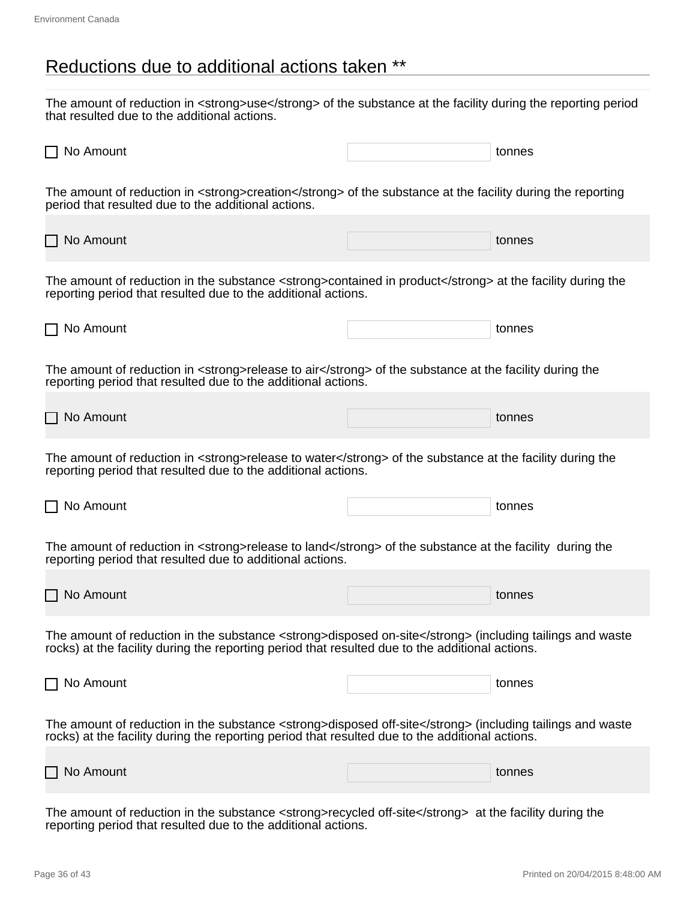## Reductions due to additional actions taken **

The amount of reduction in <strong>use</strong> of the substance at the facility during the reporting period that resulted due to the additional actions.

☐ No Amount | | tonnes

The amount of reduction in <strong>creation</strong> of the substance at the facility during the reporting period that resulted due to the additional actions.

☐ No Amount | | tonnes

The amount of reduction in the substance <strong>contained in product</strong> at the facility during the reporting period that resulted due to the additional actions.

☐ No Amount | | tonnes

The amount of reduction in <strong>release to air</strong> of the substance at the facility during the reporting period that resulted due to the additional actions.

☐ No Amount | | tonnes

The amount of reduction in <strong>release to water</strong> of the substance at the facility during the reporting period that resulted due to the additional actions.

☐ No Amount | | tonnes

The amount of reduction in <strong>release to land</strong> of the substance at the facility during the reporting period that resulted due to additional actions.

☐ No Amount | | tonnes

The amount of reduction in the substance <strong>disposed on-site</strong> (including tailings and waste rocks) at the facility during the reporting period that resulted due to the additional actions.

☐ No Amount | | tonnes

The amount of reduction in the substance <strong>disposed off-site</strong> (including tailings and waste rocks) at the facility during the reporting period that resulted due to the additional actions.

☐ No Amount | | tonnes

The amount of reduction in the substance <strong>recycled off-site</strong> at the facility during the reporting period that resulted due to the additional actions.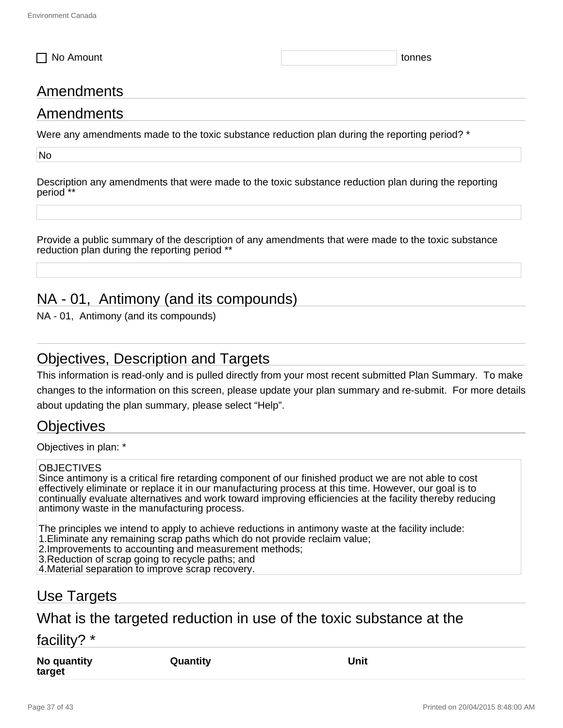☐ No Amount | | tonnes

## Amendments

## Amendments

Were any amendments made to the toxic substance reduction plan during the reporting period? *

No

Description any amendments that were made to the toxic substance reduction plan during the reporting period **

Provide a public summary of the description of any amendments that were made to the toxic substance reduction plan during the reporting period **

## NA - 01, Antimony (and its compounds)

NA - 01, Antimony (and its compounds)

## Objectives, Description and Targets

This information is read-only and is pulled directly from your most recent submitted Plan Summary. To make changes to the information on this screen, please update your plan summary and re-submit. For more details about updating the plan summary, please select “Help”.

## Objectives

Objectives in plan: *

OBJECTIVES
Since antimony is a critical fire retarding component of our finished product we are not able to cost effectively eliminate or replace it in our manufacturing process at this time. However, our goal is to continually evaluate alternatives and work toward improving efficiencies at the facility thereby reducing antimony waste in the manufacturing process.

The principles we intend to apply to achieve reductions in antimony waste at the facility include:
1.Eliminate any remaining scrap paths which do not provide reclaim value;
2.Improvements to accounting and measurement methods;
3.Reduction of scrap going to recycle paths; and
4.Material separation to improve scrap recovery.

## Use Targets

## What is the targeted reduction in use of the toxic substance at the facility? *

| No quantity target | Quantity | Unit |
|---|---|---|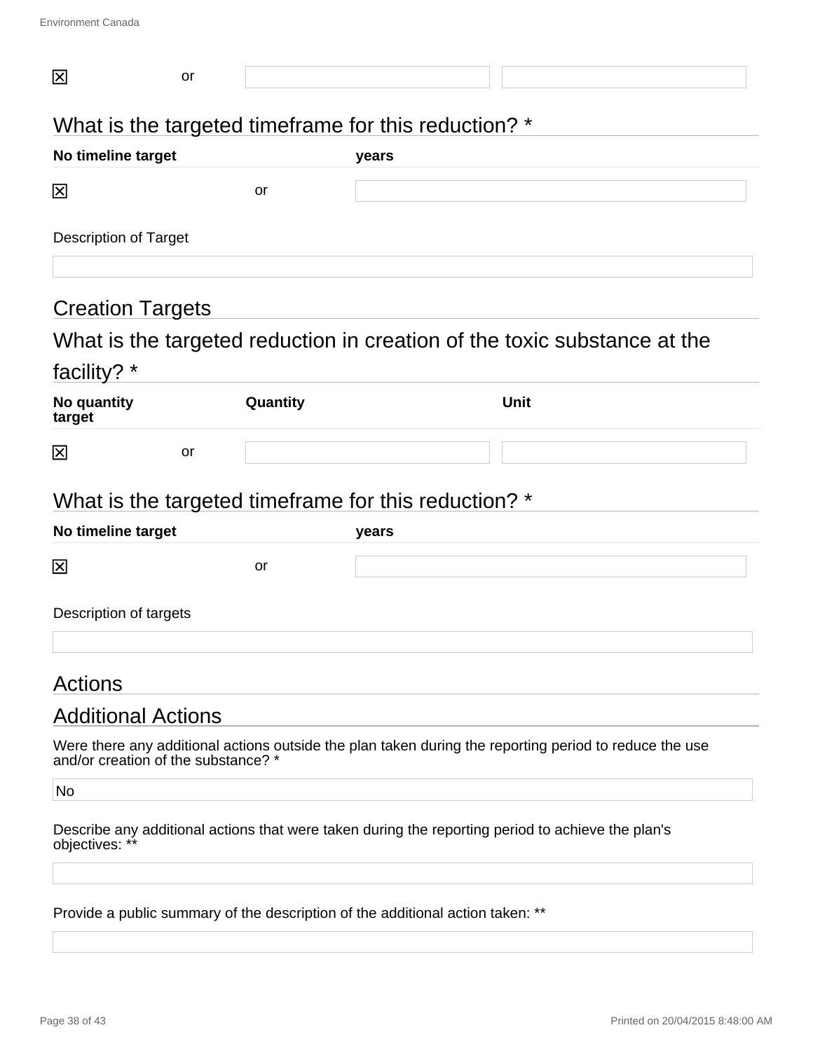| | | | |
|---|---|---|---|
| ☒ | or | | |

## What is the targeted timeframe for this reduction? *

| No timeline target | | years |
|---|---|---|
| ☒ | or | |

Description of Target

| |
|---|
| |

## Creation Targets

## What is the targeted reduction in creation of the toxic substance at the facility? *

| No quantity target | | Quantity | Unit |
|---|---|---|---|
| ☒ | or | | |

## What is the targeted timeframe for this reduction? *

| No timeline target | | years |
|---|---|---|
| ☒ | or | |

Description of targets

| |
|---|
| |

## Actions

## Additional Actions

Were there any additional actions outside the plan taken during the reporting period to reduce the use and/or creation of the substance? *

| No |
|---|

Describe any additional actions that were taken during the reporting period to achieve the plan's objectives: **

| |
|---|
| |

Provide a public summary of the description of the additional action taken: **

| |
|---|
| |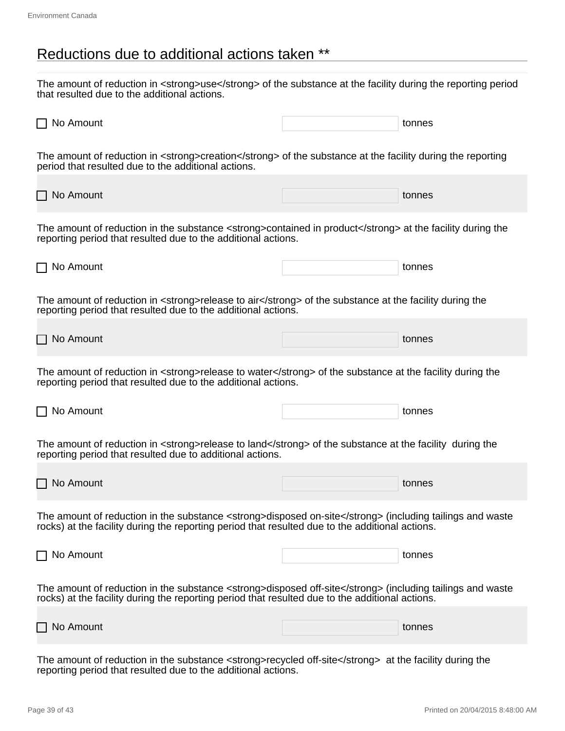## Reductions due to additional actions taken **

The amount of reduction in <strong>use</strong> of the substance at the facility during the reporting period that resulted due to the additional actions.

☐ No Amount ______ tonnes

The amount of reduction in <strong>creation</strong> of the substance at the facility during the reporting period that resulted due to the additional actions.

☐ No Amount ______ tonnes

The amount of reduction in the substance <strong>contained in product</strong> at the facility during the reporting period that resulted due to the additional actions.

☐ No Amount ______ tonnes

The amount of reduction in <strong>release to air</strong> of the substance at the facility during the reporting period that resulted due to the additional actions.

☐ No Amount ______ tonnes

The amount of reduction in <strong>release to water</strong> of the substance at the facility during the reporting period that resulted due to the additional actions.

☐ No Amount ______ tonnes

The amount of reduction in <strong>release to land</strong> of the substance at the facility during the reporting period that resulted due to additional actions.

☐ No Amount ______ tonnes

The amount of reduction in the substance <strong>disposed on-site</strong> (including tailings and waste rocks) at the facility during the reporting period that resulted due to the additional actions.

☐ No Amount ______ tonnes

The amount of reduction in the substance <strong>disposed off-site</strong> (including tailings and waste rocks) at the facility during the reporting period that resulted due to the additional actions.

☐ No Amount ______ tonnes

The amount of reduction in the substance <strong>recycled off-site</strong> at the facility during the reporting period that resulted due to the additional actions.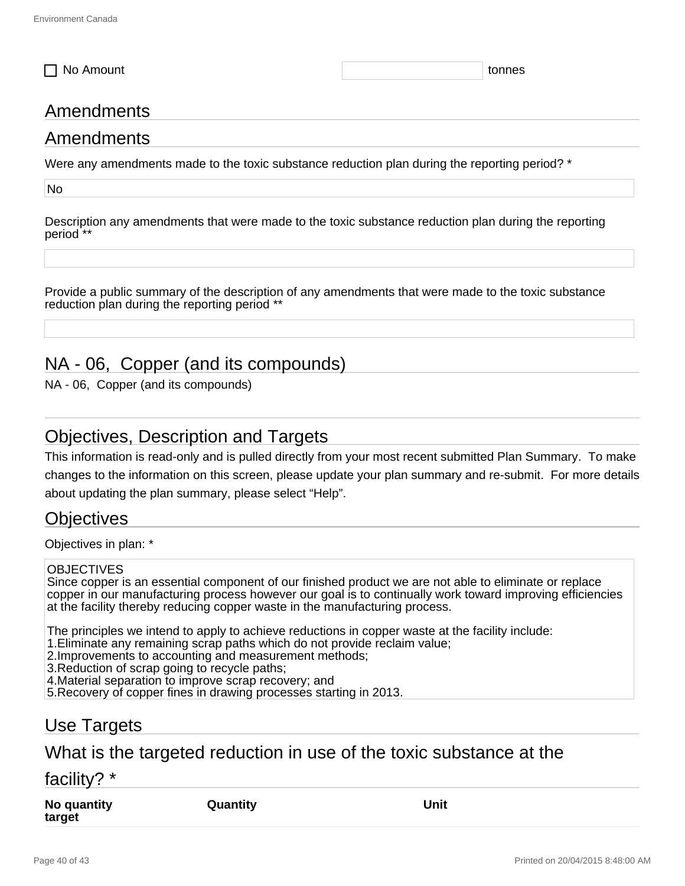☐ No Amount tonnes

## Amendments

## Amendments

Were any amendments made to the toxic substance reduction plan during the reporting period? *

No

Description any amendments that were made to the toxic substance reduction plan during the reporting period **

Provide a public summary of the description of any amendments that were made to the toxic substance reduction plan during the reporting period **

## NA - 06, Copper (and its compounds)

NA - 06, Copper (and its compounds)

## Objectives, Description and Targets

This information is read-only and is pulled directly from your most recent submitted Plan Summary. To make changes to the information on this screen, please update your plan summary and re-submit. For more details about updating the plan summary, please select “Help”.

## Objectives

Objectives in plan: *

OBJECTIVES
Since copper is an essential component of our finished product we are not able to eliminate or replace copper in our manufacturing process however our goal is to continually work toward improving efficiencies at the facility thereby reducing copper waste in the manufacturing process.

The principles we intend to apply to achieve reductions in copper waste at the facility include:
1.Eliminate any remaining scrap paths which do not provide reclaim value;
2.Improvements to accounting and measurement methods;
3.Reduction of scrap going to recycle paths;
4.Material separation to improve scrap recovery; and
5.Recovery of copper fines in drawing processes starting in 2013.

## Use Targets

## What is the targeted reduction in use of the toxic substance at the facility? *

| No quantity target | Quantity | Unit |
|---|---|---|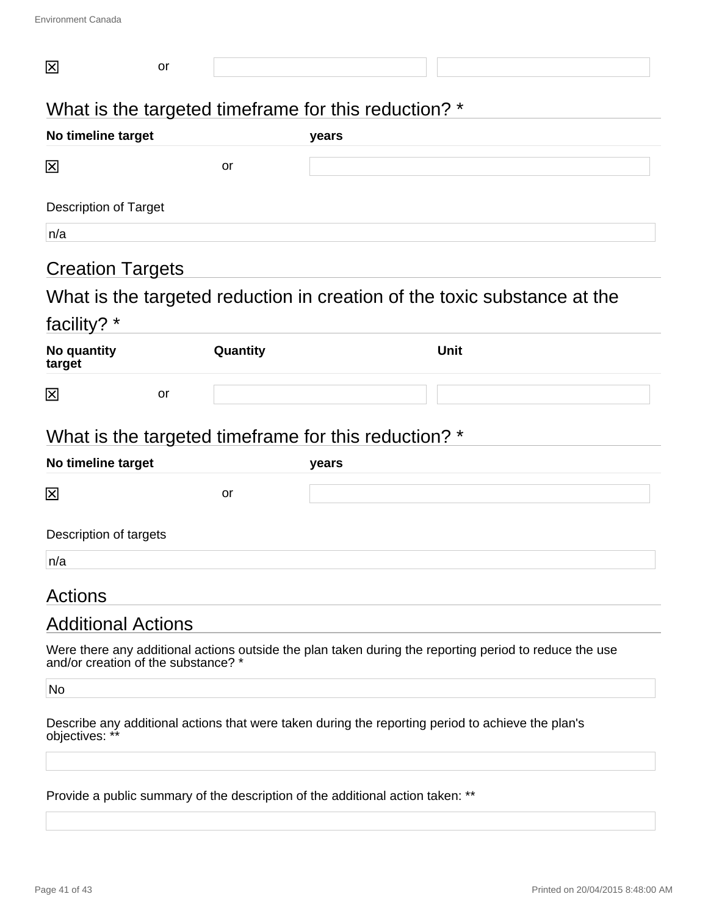| | | | |
|---|---|---|---|
| ☒ | or | | |

## What is the targeted timeframe for this reduction? *

| No timeline target | | years |
|---|---|---|
| ☒ | or | |

Description of Target

n/a

## Creation Targets

## What is the targeted reduction in creation of the toxic substance at the facility? *

| No quantity target | | Quantity | Unit |
|---|---|---|---|
| ☒ | or | | |

## What is the targeted timeframe for this reduction? *

| No timeline target | | years |
|---|---|---|
| ☒ | or | |

Description of targets

n/a

## Actions

## Additional Actions

Were there any additional actions outside the plan taken during the reporting period to reduce the use and/or creation of the substance? *

No

Describe any additional actions that were taken during the reporting period to achieve the plan's objectives: **

Provide a public summary of the description of the additional action taken: **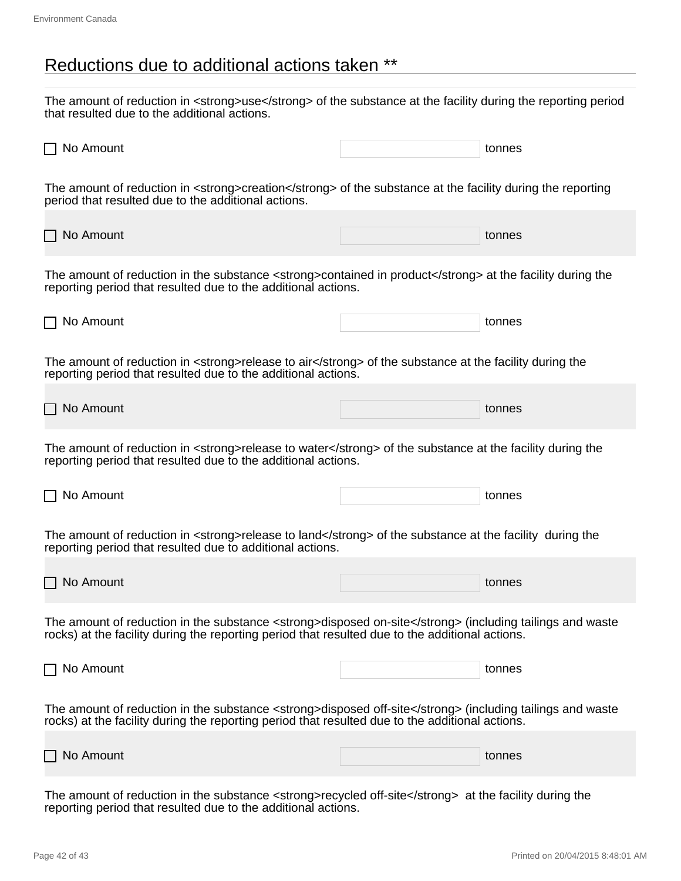## Reductions due to additional actions taken **

The amount of reduction in <strong>use</strong> of the substance at the facility during the reporting period that resulted due to the additional actions.

☐ No Amount ______ tonnes

The amount of reduction in <strong>creation</strong> of the substance at the facility during the reporting period that resulted due to the additional actions.

☐ No Amount ______ tonnes

The amount of reduction in the substance <strong>contained in product</strong> at the facility during the reporting period that resulted due to the additional actions.

☐ No Amount ______ tonnes

The amount of reduction in <strong>release to air</strong> of the substance at the facility during the reporting period that resulted due to the additional actions.

☐ No Amount ______ tonnes

The amount of reduction in <strong>release to water</strong> of the substance at the facility during the reporting period that resulted due to the additional actions.

☐ No Amount ______ tonnes

The amount of reduction in <strong>release to land</strong> of the substance at the facility during the reporting period that resulted due to additional actions.

☐ No Amount ______ tonnes

The amount of reduction in the substance <strong>disposed on-site</strong> (including tailings and waste rocks) at the facility during the reporting period that resulted due to the additional actions.

☐ No Amount ______ tonnes

The amount of reduction in the substance <strong>disposed off-site</strong> (including tailings and waste rocks) at the facility during the reporting period that resulted due to the additional actions.

☐ No Amount ______ tonnes

The amount of reduction in the substance <strong>recycled off-site</strong> at the facility during the reporting period that resulted due to the additional actions.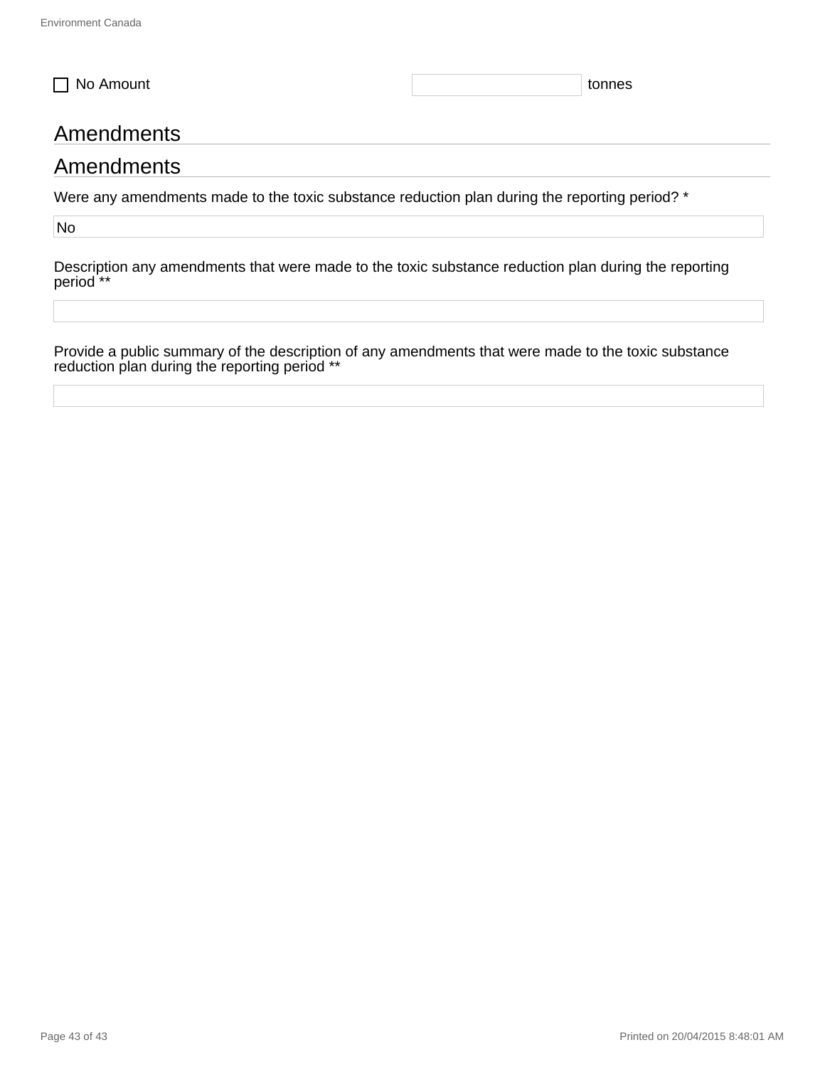☐ No Amount tonnes

## Amendments

## Amendments

Were any amendments made to the toxic substance reduction plan during the reporting period? *

No

Description any amendments that were made to the toxic substance reduction plan during the reporting period **

Provide a public summary of the description of any amendments that were made to the toxic substance reduction plan during the reporting period **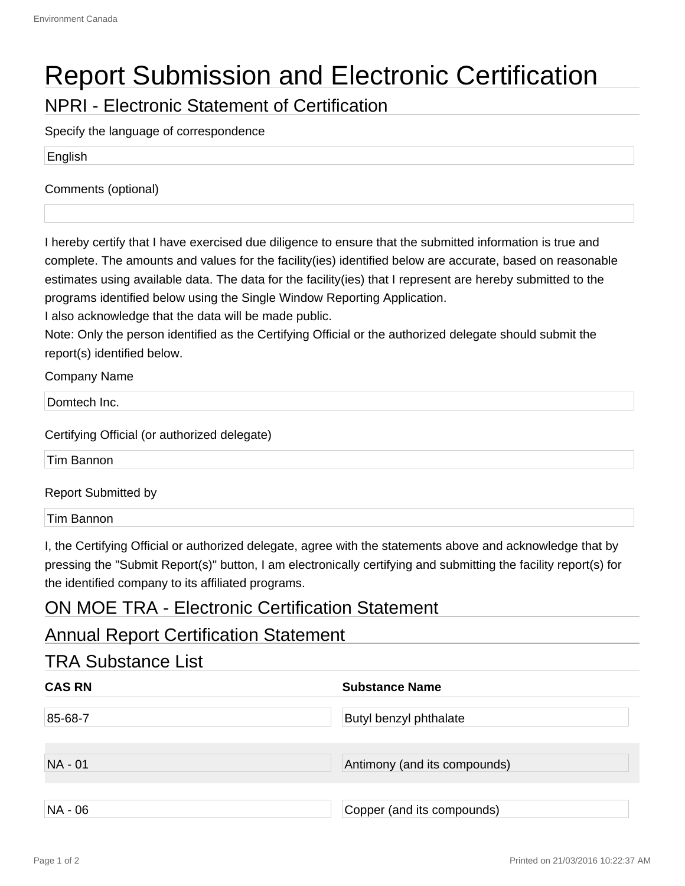# Report Submission and Electronic Certification

## NPRI - Electronic Statement of Certification

Specify the language of correspondence

English

Comments (optional)

I hereby certify that I have exercised due diligence to ensure that the submitted information is true and complete. The amounts and values for the facility(ies) identified below are accurate, based on reasonable estimates using available data. The data for the facility(ies) that I represent are hereby submitted to the programs identified below using the Single Window Reporting Application.
I also acknowledge that the data will be made public.
Note: Only the person identified as the Certifying Official or the authorized delegate should submit the report(s) identified below.

Company Name

Domtech Inc.

Certifying Official (or authorized delegate)

Tim Bannon

Report Submitted by

Tim Bannon

I, the Certifying Official or authorized delegate, agree with the statements above and acknowledge that by pressing the "Submit Report(s)" button, I am electronically certifying and submitting the facility report(s) for the identified company to its affiliated programs.

## ON MOE TRA - Electronic Certification Statement

## Annual Report Certification Statement

## TRA Substance List

| CAS RN | Substance Name |
| --- | --- |
| 85-68-7 | Butyl benzyl phthalate |
| NA - 01 | Antimony (and its compounds) |
| NA - 06 | Copper (and its compounds) |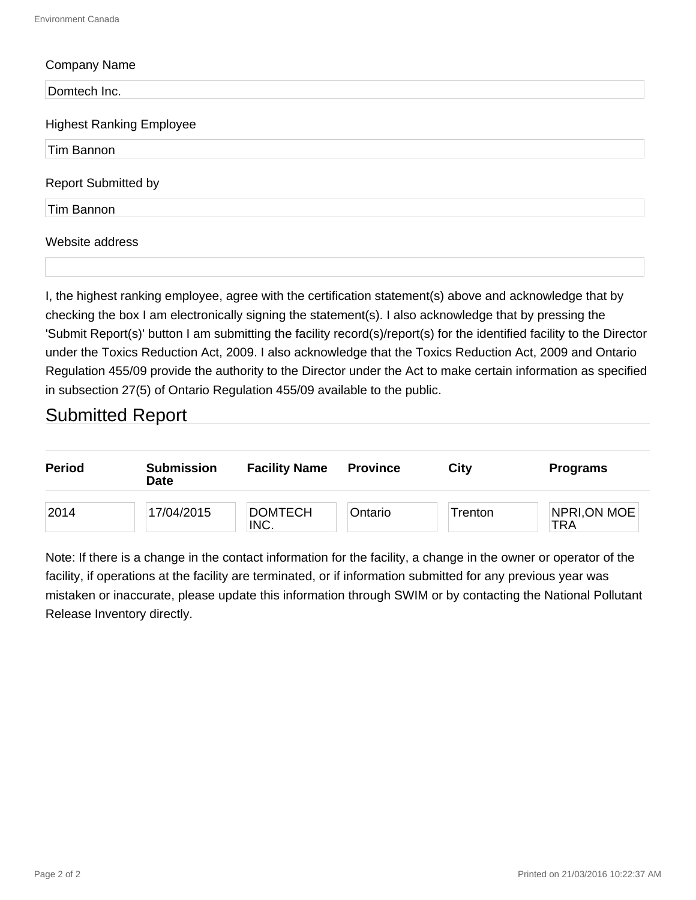Company Name

Domtech Inc.

Highest Ranking Employee

Tim Bannon

Report Submitted by

Tim Bannon

Website address

I, the highest ranking employee, agree with the certification statement(s) above and acknowledge that by checking the box I am electronically signing the statement(s). I also acknowledge that by pressing the 'Submit Report(s)' button I am submitting the facility record(s)/report(s) for the identified facility to the Director under the Toxics Reduction Act, 2009. I also acknowledge that the Toxics Reduction Act, 2009 and Ontario Regulation 455/09 provide the authority to the Director under the Act to make certain information as specified in subsection 27(5) of Ontario Regulation 455/09 available to the public.

## Submitted Report

| Period | Submission Date | Facility Name | Province | City | Programs |
|---|---|---|---|---|---|
| 2014 | 17/04/2015 | DOMTECH INC. | Ontario | Trenton | NPRI,ON MOE TRA |

Note: If there is a change in the contact information for the facility, a change in the owner or operator of the facility, if operations at the facility are terminated, or if information submitted for any previous year was mistaken or inaccurate, please update this information through SWIM or by contacting the National Pollutant Release Inventory directly.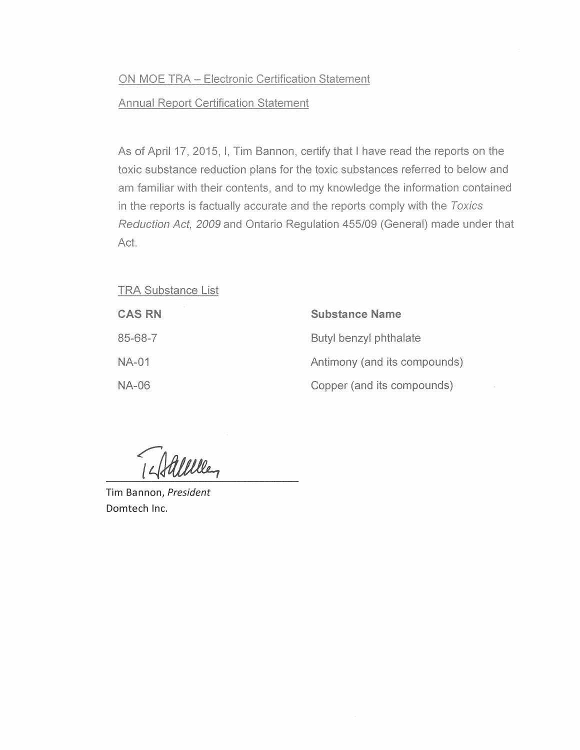ON MOE TRA – Electronic Certification Statement

Annual Report Certification Statement

As of April 17, 2015, I, Tim Bannon, certify that I have read the reports on the toxic substance reduction plans for the toxic substances referred to below and am familiar with their contents, and to my knowledge the information contained in the reports is factually accurate and the reports comply with the *Toxics Reduction Act, 2009* and Ontario Regulation 455/09 (General) made under that Act.

TRA Substance List

| CAS RN | Substance Name |
|---|---|
| 85-68-7 | Butyl benzyl phthalate |
| NA-01 | Antimony (and its compounds) |
| NA-06 | Copper (and its compounds) |

Tim Bannon, *President*
Domtech Inc.